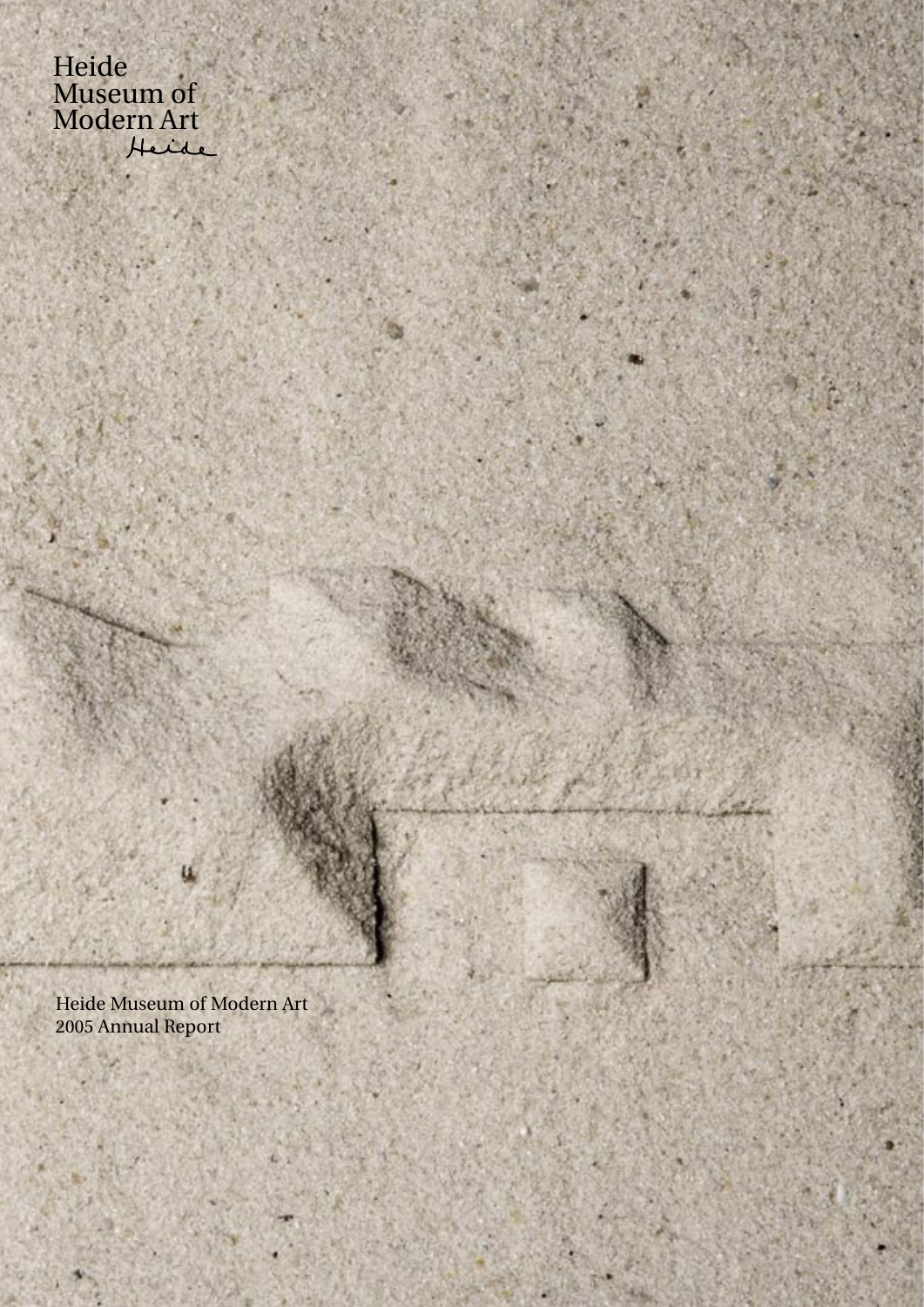Heide
Museum of
Modern Art
Heide

# Heide Museum of Modern Art 2005 Annual Report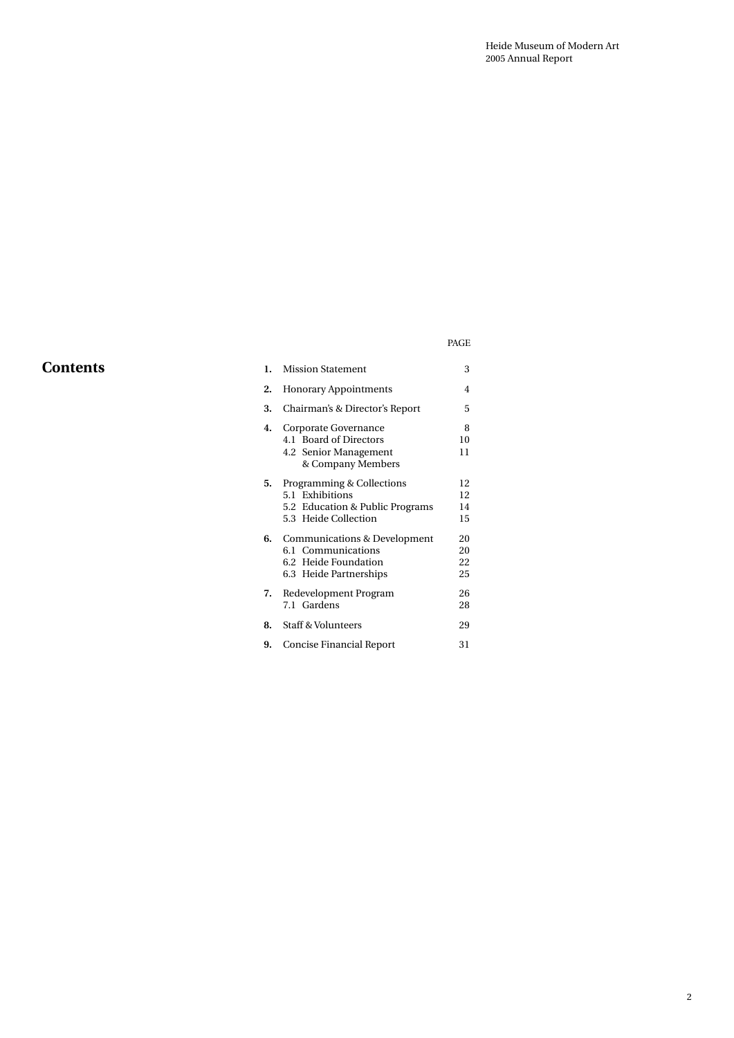# Contents

| | | PAGE |
|---|---|---|
| **1.** | Mission Statement | 3 |
| **2.** | Honorary Appointments | 4 |
| **3.** | Chairman's & Director's Report | 5 |
| **4.** | Corporate Governance | 8 |
| | 4.1 Board of Directors | 10 |
| | 4.2 Senior Management & Company Members | 11 |
| **5.** | Programming & Collections | 12 |
| | 5.1 Exhibitions | 12 |
| | 5.2 Education & Public Programs | 14 |
| | 5.3 Heide Collection | 15 |
| **6.** | Communications & Development | 20 |
| | 6.1 Communications | 20 |
| | 6.2 Heide Foundation | 22 |
| | 6.3 Heide Partnerships | 25 |
| **7.** | Redevelopment Program | 26 |
| | 7.1 Gardens | 28 |
| **8.** | Staff & Volunteers | 29 |
| **9.** | Concise Financial Report | 31 |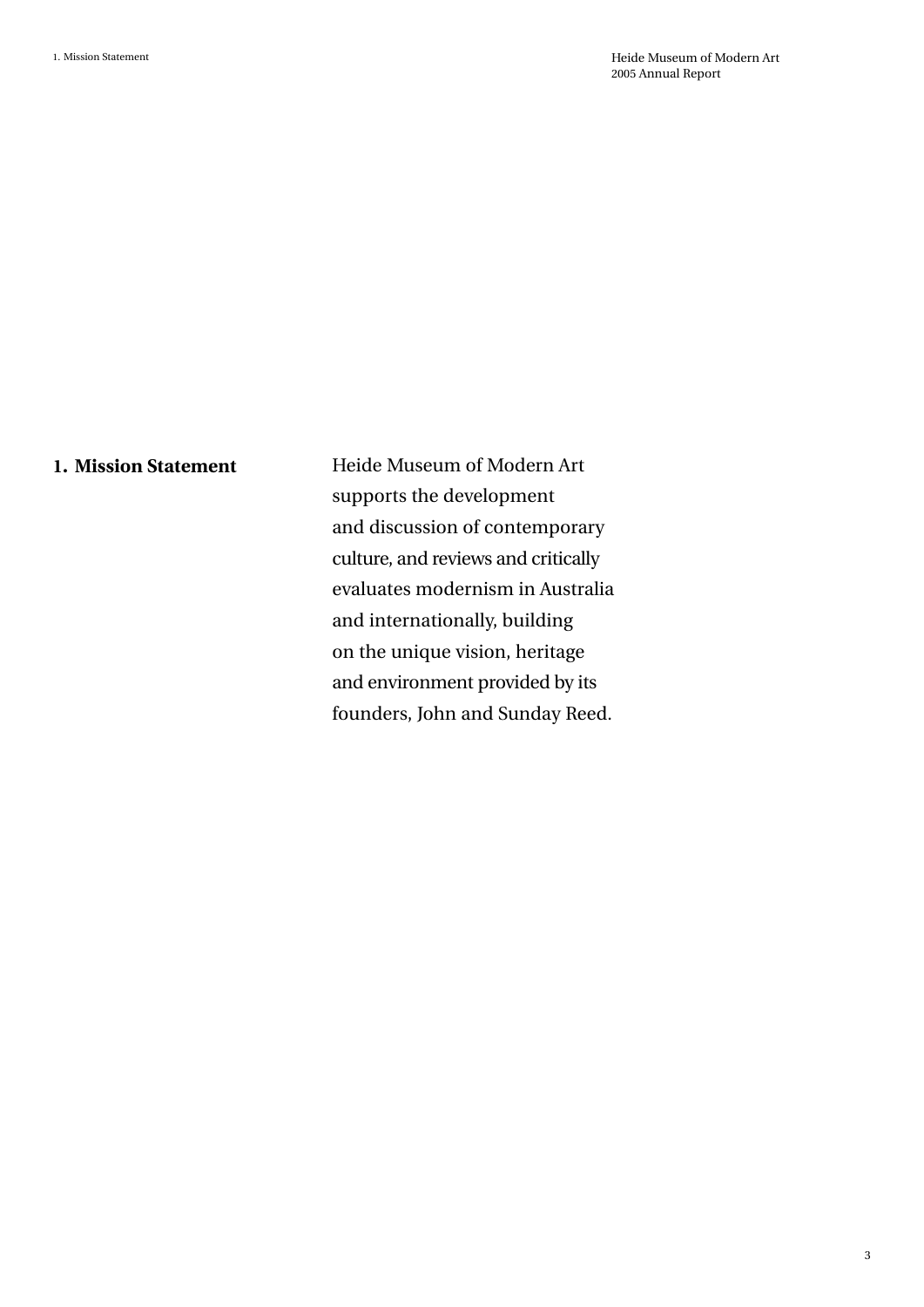## 1. Mission Statement

Heide Museum of Modern Art supports the development and discussion of contemporary culture, and reviews and critically evaluates modernism in Australia and internationally, building on the unique vision, heritage and environment provided by its founders, John and Sunday Reed.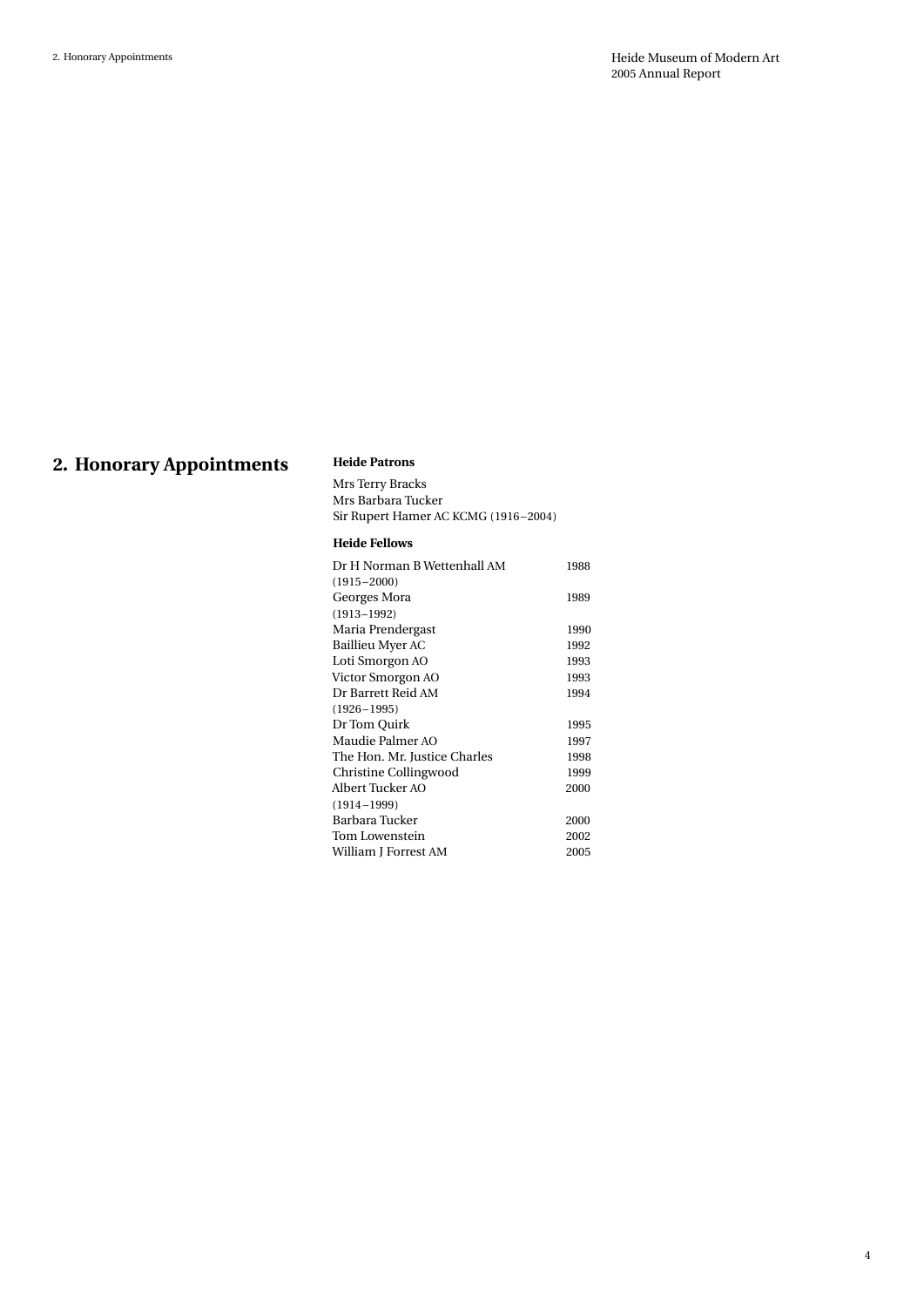## 2. Honorary Appointments

**Heide Patrons**

Mrs Terry Bracks
Mrs Barbara Tucker
Sir Rupert Hamer AC KCMG (1916–2004)

**Heide Fellows**

| | |
|---|---|
| Dr H Norman B Wettenhall AM (1915–2000) | 1988 |
| Georges Mora (1913–1992) | 1989 |
| Maria Prendergast | 1990 |
| Baillieu Myer AC | 1992 |
| Loti Smorgon AO | 1993 |
| Victor Smorgon AO | 1993 |
| Dr Barrett Reid AM (1926–1995) | 1994 |
| Dr Tom Quirk | 1995 |
| Maudie Palmer AO | 1997 |
| The Hon. Mr. Justice Charles | 1998 |
| Christine Collingwood | 1999 |
| Albert Tucker AO (1914–1999) | 2000 |
| Barbara Tucker | 2000 |
| Tom Lowenstein | 2002 |
| William J Forrest AM | 2005 |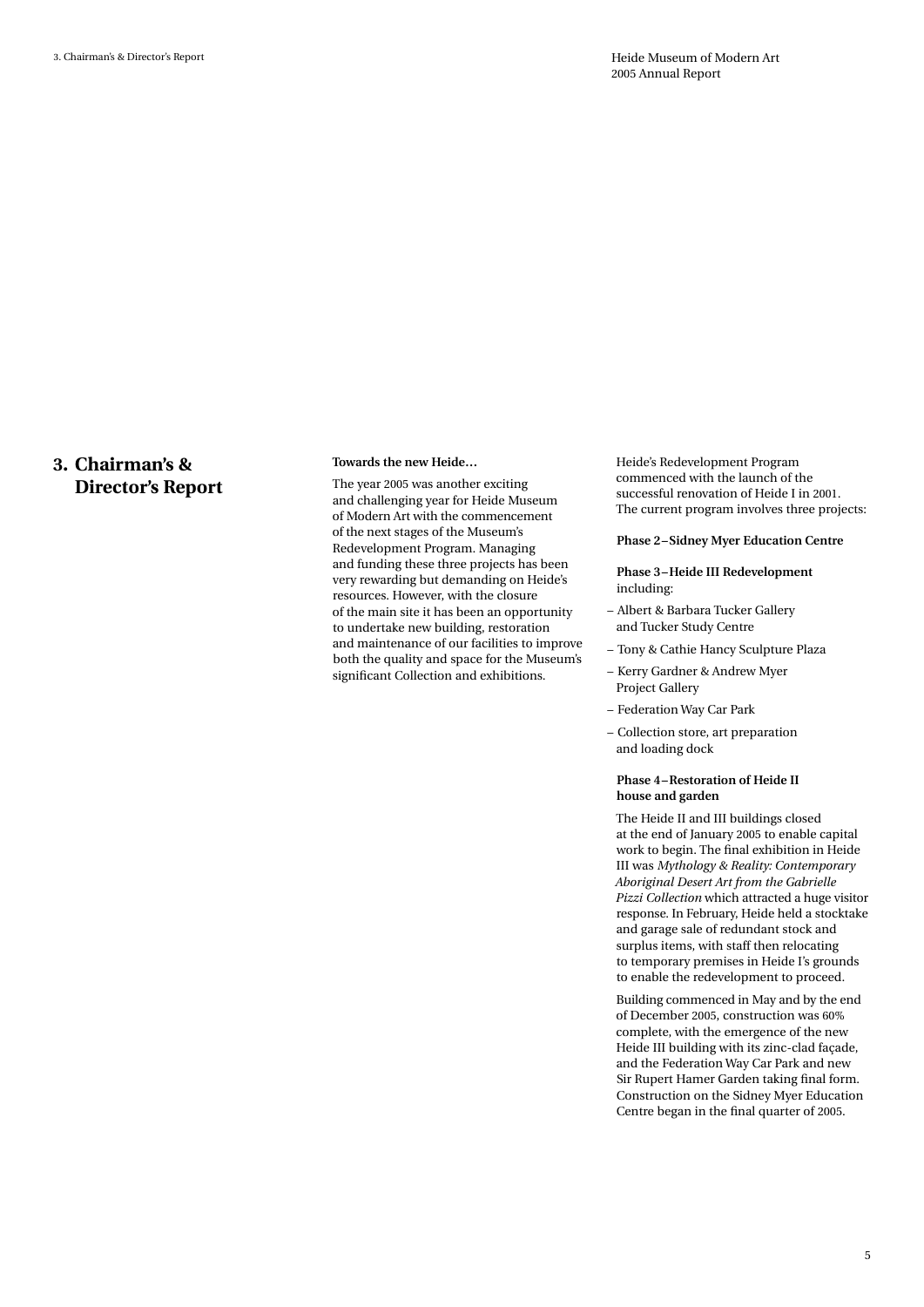# 3. Chairman's & Director's Report

**Towards the new Heide…**

The year 2005 was another exciting and challenging year for Heide Museum of Modern Art with the commencement of the next stages of the Museum's Redevelopment Program. Managing and funding these three projects has been very rewarding but demanding on Heide's resources. However, with the closure of the main site it has been an opportunity to undertake new building, restoration and maintenance of our facilities to improve both the quality and space for the Museum's significant Collection and exhibitions.

Heide's Redevelopment Program commenced with the launch of the successful renovation of Heide I in 2001. The current program involves three projects:

**Phase 2 – Sidney Myer Education Centre**

**Phase 3 – Heide III Redevelopment** including:

- Albert & Barbara Tucker Gallery and Tucker Study Centre
- Tony & Cathie Hancy Sculpture Plaza
- Kerry Gardner & Andrew Myer Project Gallery
- Federation Way Car Park
- Collection store, art preparation and loading dock

**Phase 4 – Restoration of Heide II house and garden**

The Heide II and III buildings closed at the end of January 2005 to enable capital work to begin. The final exhibition in Heide III was *Mythology & Reality: Contemporary Aboriginal Desert Art from the Gabrielle Pizzi Collection* which attracted a huge visitor response. In February, Heide held a stocktake and garage sale of redundant stock and surplus items, with staff then relocating to temporary premises in Heide I's grounds to enable the redevelopment to proceed.

Building commenced in May and by the end of December 2005, construction was 60% complete, with the emergence of the new Heide III building with its zinc-clad façade, and the Federation Way Car Park and new Sir Rupert Hamer Garden taking final form. Construction on the Sidney Myer Education Centre began in the final quarter of 2005.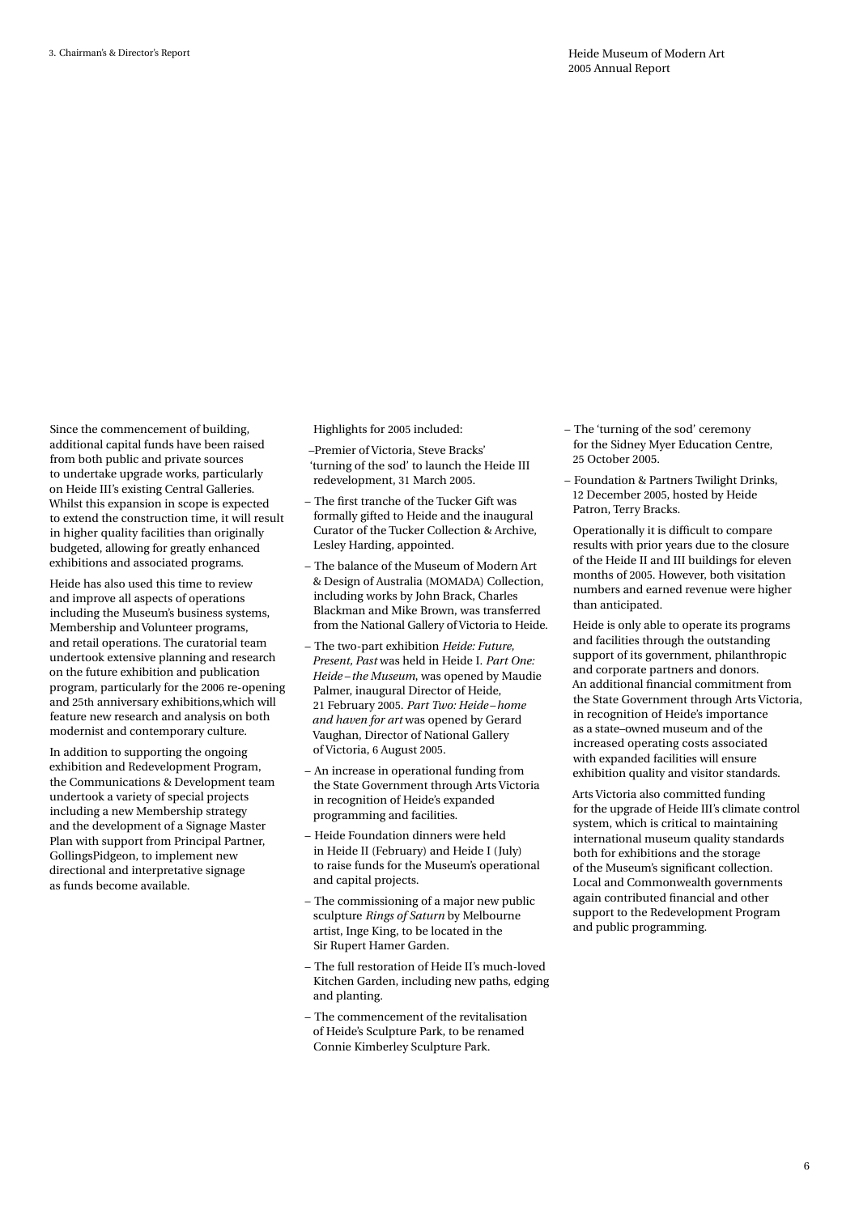Since the commencement of building, additional capital funds have been raised from both public and private sources to undertake upgrade works, particularly on Heide III's existing Central Galleries. Whilst this expansion in scope is expected to extend the construction time, it will result in higher quality facilities than originally budgeted, allowing for greatly enhanced exhibitions and associated programs.

Heide has also used this time to review and improve all aspects of operations including the Museum's business systems, Membership and Volunteer programs, and retail operations. The curatorial team undertook extensive planning and research on the future exhibition and publication program, particularly for the 2006 re-opening and 25th anniversary exhibitions,which will feature new research and analysis on both modernist and contemporary culture.

In addition to supporting the ongoing exhibition and Redevelopment Program, the Communications & Development team undertook a variety of special projects including a new Membership strategy and the development of a Signage Master Plan with support from Principal Partner, GollingsPidgeon, to implement new directional and interpretative signage as funds become available.

Highlights for 2005 included:

- Premier of Victoria, Steve Bracks' 'turning of the sod' to launch the Heide III redevelopment, 31 March 2005.
- The first tranche of the Tucker Gift was formally gifted to Heide and the inaugural Curator of the Tucker Collection & Archive, Lesley Harding, appointed.
- The balance of the Museum of Modern Art & Design of Australia (MOMADA) Collection, including works by John Brack, Charles Blackman and Mike Brown, was transferred from the National Gallery of Victoria to Heide.
- The two-part exhibition *Heide: Future, Present, Past* was held in Heide I. *Part One: Heide – the Museum*, was opened by Maudie Palmer, inaugural Director of Heide, 21 February 2005. *Part Two: Heide – home and haven for art* was opened by Gerard Vaughan, Director of National Gallery of Victoria, 6 August 2005.
- An increase in operational funding from the State Government through Arts Victoria in recognition of Heide's expanded programming and facilities.
- Heide Foundation dinners were held in Heide II (February) and Heide I (July) to raise funds for the Museum's operational and capital projects.
- The commissioning of a major new public sculpture *Rings of Saturn* by Melbourne artist, Inge King, to be located in the Sir Rupert Hamer Garden.
- The full restoration of Heide II's much-loved Kitchen Garden, including new paths, edging and planting.
- The commencement of the revitalisation of Heide's Sculpture Park, to be renamed Connie Kimberley Sculpture Park.
- The 'turning of the sod' ceremony for the Sidney Myer Education Centre, 25 October 2005.
- Foundation & Partners Twilight Drinks, 12 December 2005, hosted by Heide Patron, Terry Bracks.

Operationally it is difficult to compare results with prior years due to the closure of the Heide II and III buildings for eleven months of 2005. However, both visitation numbers and earned revenue were higher than anticipated.

Heide is only able to operate its programs and facilities through the outstanding support of its government, philanthropic and corporate partners and donors. An additional financial commitment from the State Government through Arts Victoria, in recognition of Heide's importance as a state–owned museum and of the increased operating costs associated with expanded facilities will ensure exhibition quality and visitor standards.

Arts Victoria also committed funding for the upgrade of Heide III's climate control system, which is critical to maintaining international museum quality standards both for exhibitions and the storage of the Museum's significant collection. Local and Commonwealth governments again contributed financial and other support to the Redevelopment Program and public programming.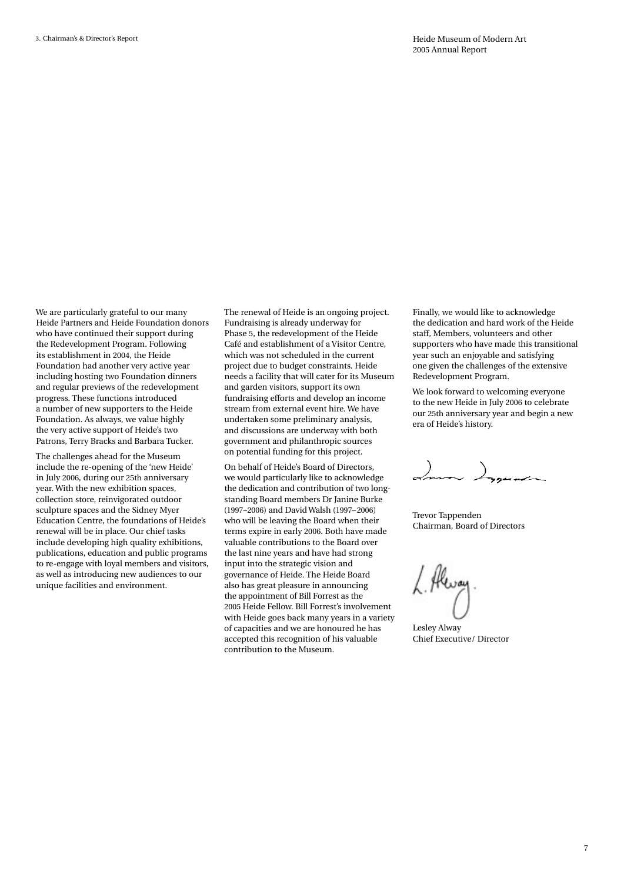We are particularly grateful to our many Heide Partners and Heide Foundation donors who have continued their support during the Redevelopment Program. Following its establishment in 2004, the Heide Foundation had another very active year including hosting two Foundation dinners and regular previews of the redevelopment progress. These functions introduced a number of new supporters to the Heide Foundation. As always, we value highly the very active support of Heide's two Patrons, Terry Bracks and Barbara Tucker.

The challenges ahead for the Museum include the re-opening of the 'new Heide' in July 2006, during our 25th anniversary year. With the new exhibition spaces, collection store, reinvigorated outdoor sculpture spaces and the Sidney Myer Education Centre, the foundations of Heide's renewal will be in place. Our chief tasks include developing high quality exhibitions, publications, education and public programs to re-engage with loyal members and visitors, as well as introducing new audiences to our unique facilities and environment.

The renewal of Heide is an ongoing project. Fundraising is already underway for Phase 5, the redevelopment of the Heide Café and establishment of a Visitor Centre, which was not scheduled in the current project due to budget constraints. Heide needs a facility that will cater for its Museum and garden visitors, support its own fundraising efforts and develop an income stream from external event hire. We have undertaken some preliminary analysis, and discussions are underway with both government and philanthropic sources on potential funding for this project.

On behalf of Heide's Board of Directors, we would particularly like to acknowledge the dedication and contribution of two long-standing Board members Dr Janine Burke (1997–2006) and David Walsh (1997–2006) who will be leaving the Board when their terms expire in early 2006. Both have made valuable contributions to the Board over the last nine years and have had strong input into the strategic vision and governance of Heide. The Heide Board also has great pleasure in announcing the appointment of Bill Forrest as the 2005 Heide Fellow. Bill Forrest's involvement with Heide goes back many years in a variety of capacities and we are honoured he has accepted this recognition of his valuable contribution to the Museum.

Finally, we would like to acknowledge the dedication and hard work of the Heide staff, Members, volunteers and other supporters who have made this transitional year such an enjoyable and satisfying one given the challenges of the extensive Redevelopment Program.

We look forward to welcoming everyone to the new Heide in July 2006 to celebrate our 25th anniversary year and begin a new era of Heide's history.

Trevor Tappenden
Chairman, Board of Directors

Lesley Alway
Chief Executive/ Director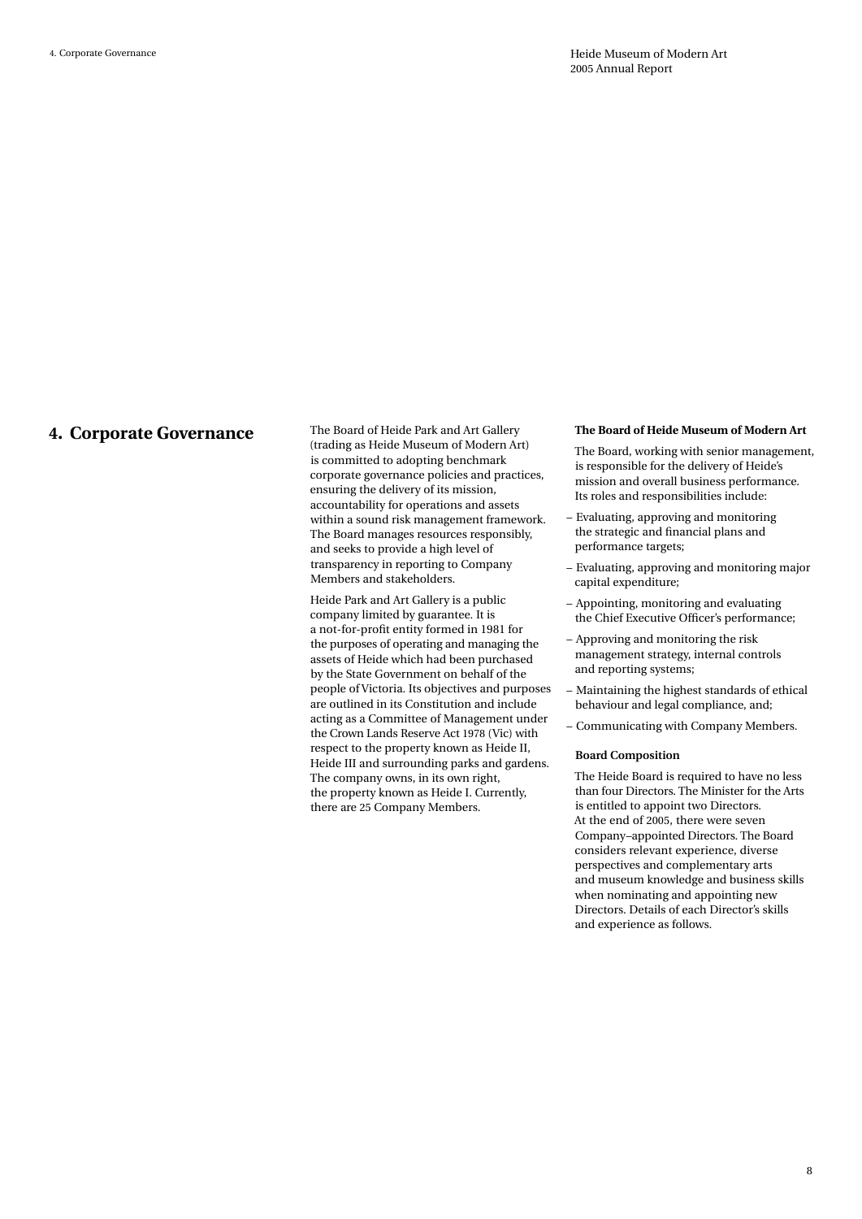# 4. Corporate Governance

The Board of Heide Park and Art Gallery (trading as Heide Museum of Modern Art) is committed to adopting benchmark corporate governance policies and practices, ensuring the delivery of its mission, accountability for operations and assets within a sound risk management framework. The Board manages resources responsibly, and seeks to provide a high level of transparency in reporting to Company Members and stakeholders.

Heide Park and Art Gallery is a public company limited by guarantee. It is a not-for-profit entity formed in 1981 for the purposes of operating and managing the assets of Heide which had been purchased by the State Government on behalf of the people of Victoria. Its objectives and purposes are outlined in its Constitution and include acting as a Committee of Management under the Crown Lands Reserve Act 1978 (Vic) with respect to the property known as Heide II, Heide III and surrounding parks and gardens. The company owns, in its own right, the property known as Heide I. Currently, there are 25 Company Members.

**The Board of Heide Museum of Modern Art**

The Board, working with senior management, is responsible for the delivery of Heide's mission and overall business performance. Its roles and responsibilities include:

- Evaluating, approving and monitoring the strategic and financial plans and performance targets;
- Evaluating, approving and monitoring major capital expenditure;
- Appointing, monitoring and evaluating the Chief Executive Officer's performance;
- Approving and monitoring the risk management strategy, internal controls and reporting systems;
- Maintaining the highest standards of ethical behaviour and legal compliance, and;
- Communicating with Company Members.

**Board Composition**

The Heide Board is required to have no less than four Directors. The Minister for the Arts is entitled to appoint two Directors. At the end of 2005, there were seven Company–appointed Directors. The Board considers relevant experience, diverse perspectives and complementary arts and museum knowledge and business skills when nominating and appointing new Directors. Details of each Director's skills and experience as follows.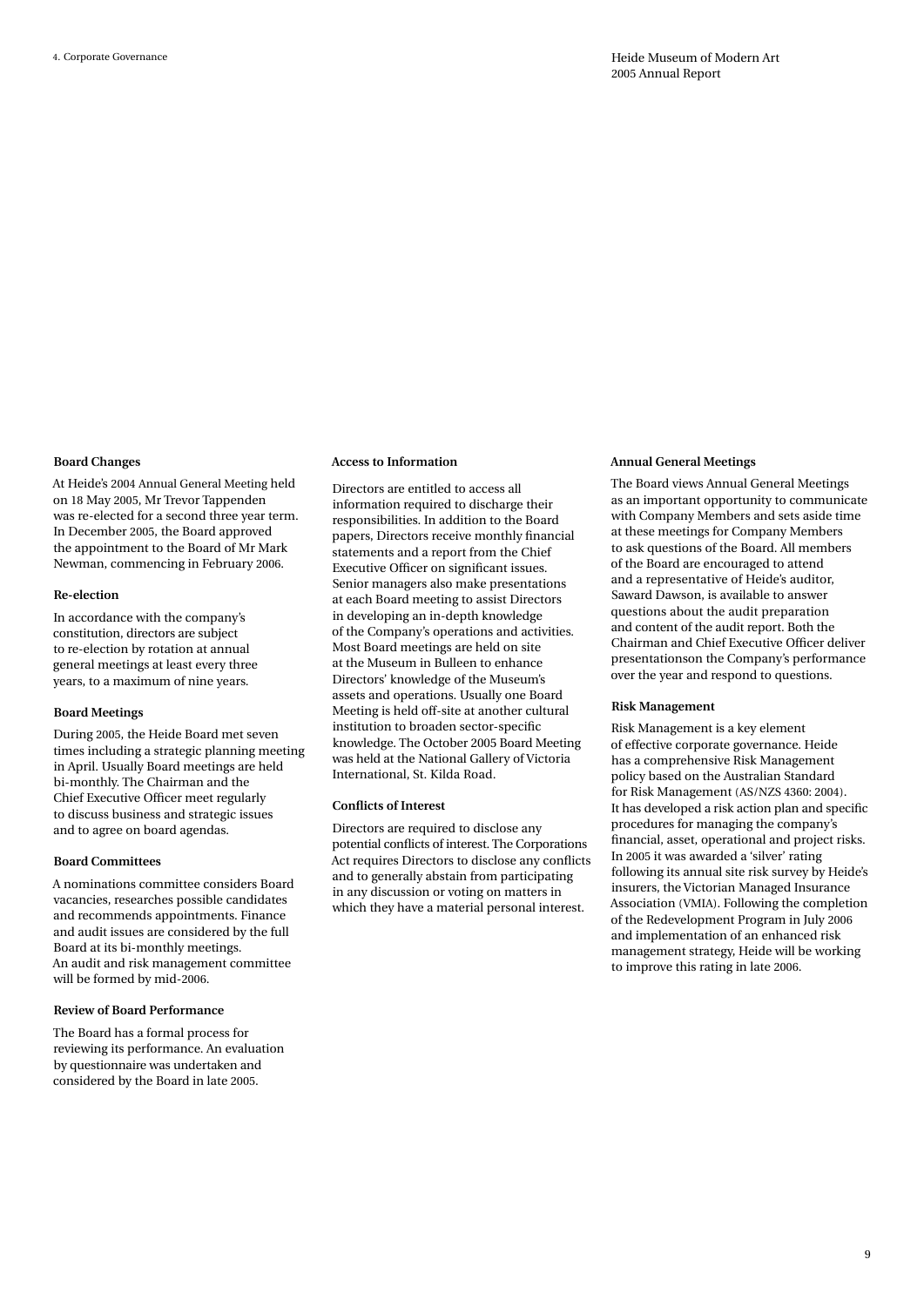### Board Changes

At Heide's 2004 Annual General Meeting held on 18 May 2005, Mr Trevor Tappenden was re-elected for a second three year term. In December 2005, the Board approved the appointment to the Board of Mr Mark Newman, commencing in February 2006.

### Re-election

In accordance with the company's constitution, directors are subject to re-election by rotation at annual general meetings at least every three years, to a maximum of nine years.

### Board Meetings

During 2005, the Heide Board met seven times including a strategic planning meeting in April. Usually Board meetings are held bi-monthly. The Chairman and the Chief Executive Officer meet regularly to discuss business and strategic issues and to agree on board agendas.

### Board Committees

A nominations committee considers Board vacancies, researches possible candidates and recommends appointments. Finance and audit issues are considered by the full Board at its bi-monthly meetings. An audit and risk management committee will be formed by mid-2006.

### Review of Board Performance

The Board has a formal process for reviewing its performance. An evaluation by questionnaire was undertaken and considered by the Board in late 2005.

### Access to Information

Directors are entitled to access all information required to discharge their responsibilities. In addition to the Board papers, Directors receive monthly financial statements and a report from the Chief Executive Officer on significant issues. Senior managers also make presentations at each Board meeting to assist Directors in developing an in-depth knowledge of the Company's operations and activities. Most Board meetings are held on site at the Museum in Bulleen to enhance Directors' knowledge of the Museum's assets and operations. Usually one Board Meeting is held off-site at another cultural institution to broaden sector-specific knowledge. The October 2005 Board Meeting was held at the National Gallery of Victoria International, St. Kilda Road.

### Conflicts of Interest

Directors are required to disclose any potential conflicts of interest. The Corporations Act requires Directors to disclose any conflicts and to generally abstain from participating in any discussion or voting on matters in which they have a material personal interest.

### Annual General Meetings

The Board views Annual General Meetings as an important opportunity to communicate with Company Members and sets aside time at these meetings for Company Members to ask questions of the Board. All members of the Board are encouraged to attend and a representative of Heide's auditor, Saward Dawson, is available to answer questions about the audit preparation and content of the audit report. Both the Chairman and Chief Executive Officer deliver presentationson the Company's performance over the year and respond to questions.

### Risk Management

Risk Management is a key element of effective corporate governance. Heide has a comprehensive Risk Management policy based on the Australian Standard for Risk Management (AS/NZS 4360: 2004). It has developed a risk action plan and specific procedures for managing the company's financial, asset, operational and project risks. In 2005 it was awarded a 'silver' rating following its annual site risk survey by Heide's insurers, the Victorian Managed Insurance Association (VMIA). Following the completion of the Redevelopment Program in July 2006 and implementation of an enhanced risk management strategy, Heide will be working to improve this rating in late 2006.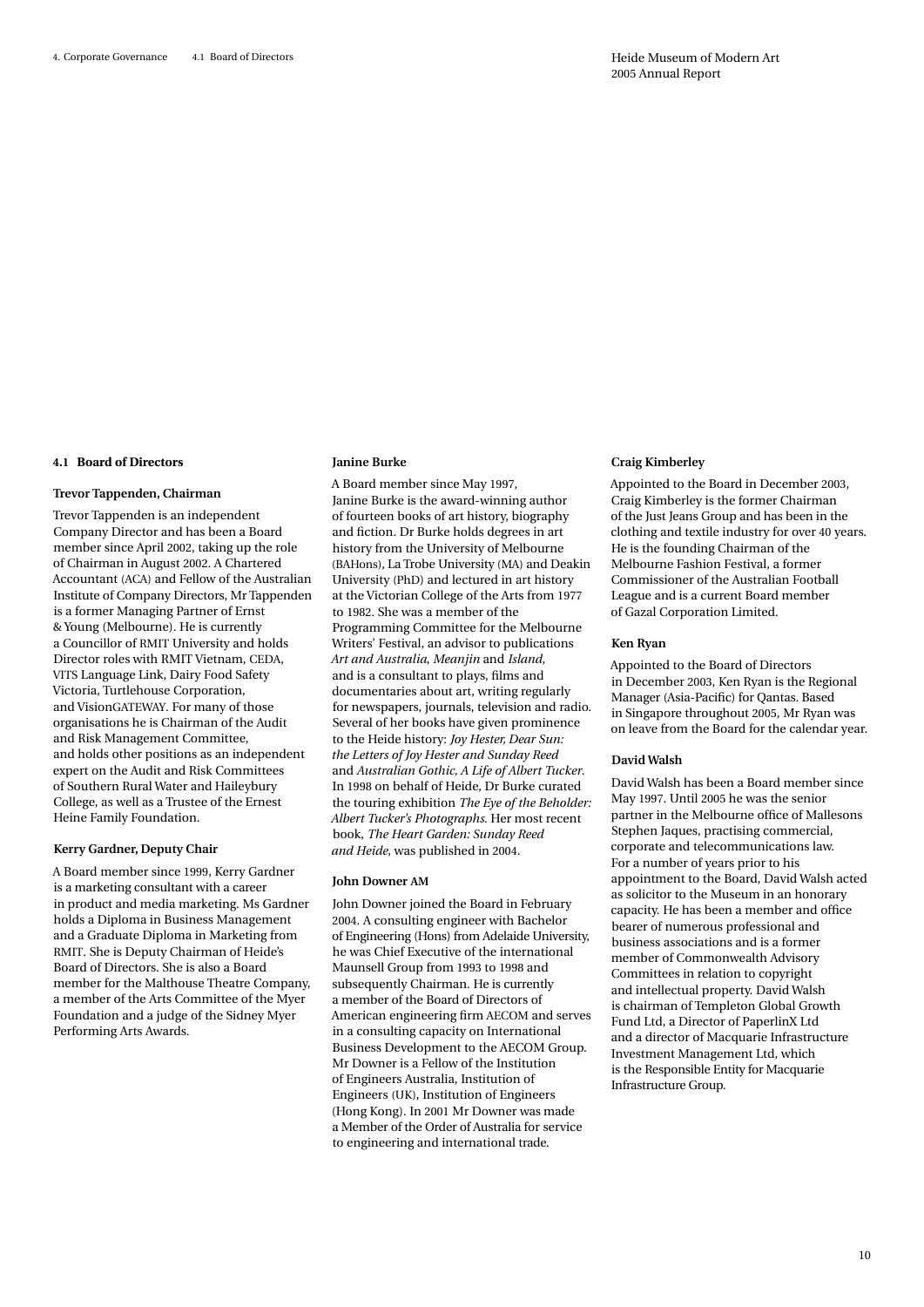## 4.1 Board of Directors

### Trevor Tappenden, Chairman

Trevor Tappenden is an independent Company Director and has been a Board member since April 2002, taking up the role of Chairman in August 2002. A Chartered Accountant (ACA) and Fellow of the Australian Institute of Company Directors, Mr Tappenden is a former Managing Partner of Ernst & Young (Melbourne). He is currently a Councillor of RMIT University and holds Director roles with RMIT Vietnam, CEDA, VITS Language Link, Dairy Food Safety Victoria, Turtlehouse Corporation, and VisionGATEWAY. For many of those organisations he is Chairman of the Audit and Risk Management Committee, and holds other positions as an independent expert on the Audit and Risk Committees of Southern Rural Water and Haileybury College, as well as a Trustee of the Ernest Heine Family Foundation.

### Kerry Gardner, Deputy Chair

A Board member since 1999, Kerry Gardner is a marketing consultant with a career in product and media marketing. Ms Gardner holds a Diploma in Business Management and a Graduate Diploma in Marketing from RMIT. She is Deputy Chairman of Heide's Board of Directors. She is also a Board member for the Malthouse Theatre Company, a member of the Arts Committee of the Myer Foundation and a judge of the Sidney Myer Performing Arts Awards.

### Janine Burke

A Board member since May 1997, Janine Burke is the award-winning author of fourteen books of art history, biography and fiction. Dr Burke holds degrees in art history from the University of Melbourne (BAHons), La Trobe University (MA) and Deakin University (PhD) and lectured in art history at the Victorian College of the Arts from 1977 to 1982. She was a member of the Programming Committee for the Melbourne Writers' Festival, an advisor to publications *Art and Australia*, *Meanjin* and *Island*, and is a consultant to plays, films and documentaries about art, writing regularly for newspapers, journals, television and radio. Several of her books have given prominence to the Heide history: *Joy Hester, Dear Sun: the Letters of Joy Hester and Sunday Reed* and *Australian Gothic, A Life of Albert Tucker*. In 1998 on behalf of Heide, Dr Burke curated the touring exhibition *The Eye of the Beholder: Albert Tucker's Photographs*. Her most recent book, *The Heart Garden: Sunday Reed and Heide*, was published in 2004.

### John Downer AM

John Downer joined the Board in February 2004. A consulting engineer with Bachelor of Engineering (Hons) from Adelaide University, he was Chief Executive of the international Maunsell Group from 1993 to 1998 and subsequently Chairman. He is currently a member of the Board of Directors of American engineering firm AECOM and serves in a consulting capacity on International Business Development to the AECOM Group. Mr Downer is a Fellow of the Institution of Engineers Australia, Institution of Engineers (UK), Institution of Engineers (Hong Kong). In 2001 Mr Downer was made a Member of the Order of Australia for service to engineering and international trade.

### Craig Kimberley

Appointed to the Board in December 2003, Craig Kimberley is the former Chairman of the Just Jeans Group and has been in the clothing and textile industry for over 40 years. He is the founding Chairman of the Melbourne Fashion Festival, a former Commissioner of the Australian Football League and is a current Board member of Gazal Corporation Limited.

### Ken Ryan

Appointed to the Board of Directors in December 2003, Ken Ryan is the Regional Manager (Asia-Pacific) for Qantas. Based in Singapore throughout 2005, Mr Ryan was on leave from the Board for the calendar year.

### David Walsh

David Walsh has been a Board member since May 1997. Until 2005 he was the senior partner in the Melbourne office of Mallesons Stephen Jaques, practising commercial, corporate and telecommunications law. For a number of years prior to his appointment to the Board, David Walsh acted as solicitor to the Museum in an honorary capacity. He has been a member and office bearer of numerous professional and business associations and is a former member of Commonwealth Advisory Committees in relation to copyright and intellectual property. David Walsh is chairman of Templeton Global Growth Fund Ltd, a Director of PaperlinX Ltd and a director of Macquarie Infrastructure Investment Management Ltd, which is the Responsible Entity for Macquarie Infrastructure Group.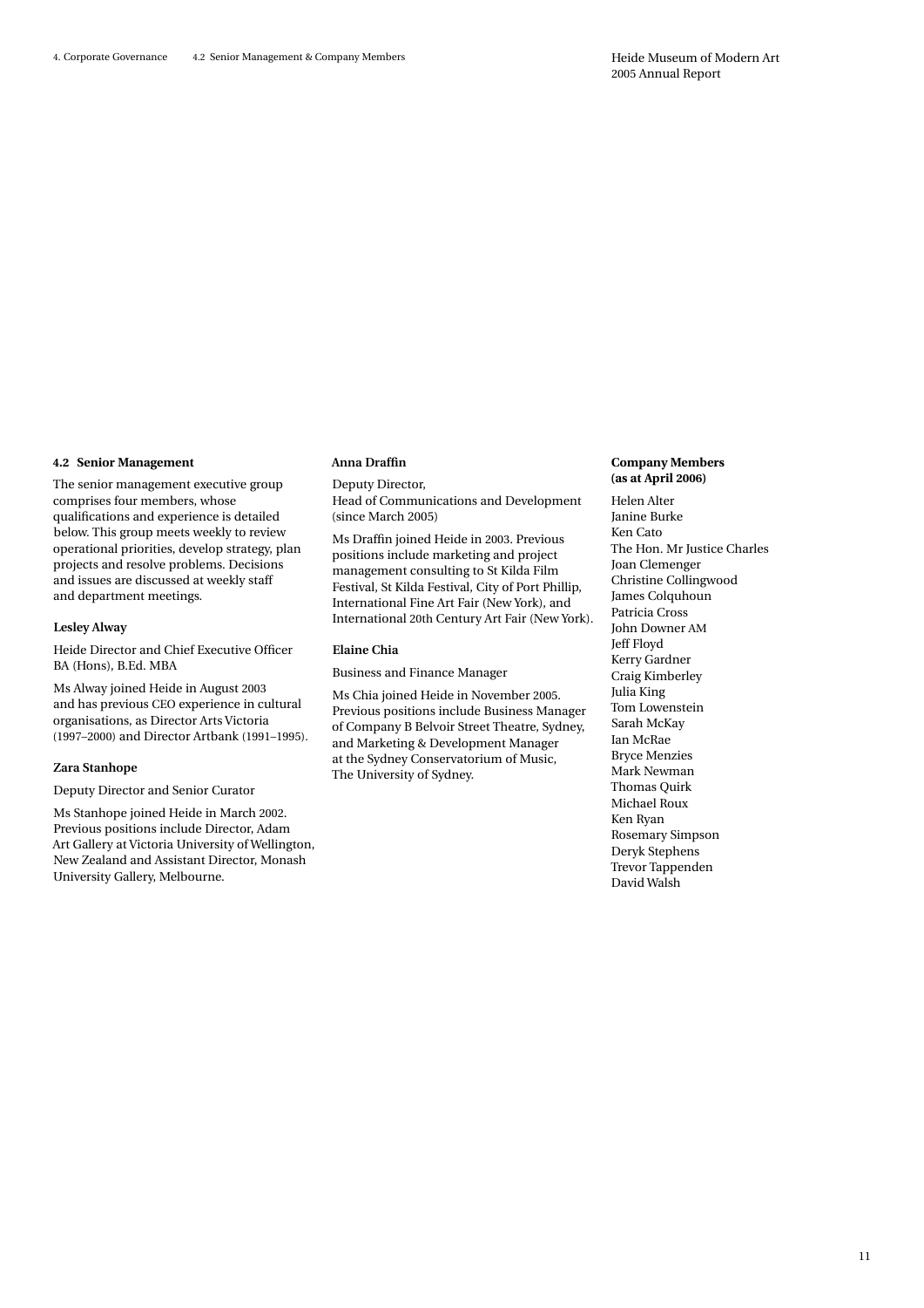## 4.2 Senior Management

The senior management executive group comprises four members, whose qualifications and experience is detailed below. This group meets weekly to review operational priorities, develop strategy, plan projects and resolve problems. Decisions and issues are discussed at weekly staff and department meetings.

### Lesley Alway

Heide Director and Chief Executive Officer
BA (Hons), B.Ed. MBA

Ms Alway joined Heide in August 2003 and has previous CEO experience in cultural organisations, as Director Arts Victoria (1997–2000) and Director Artbank (1991–1995).

### Zara Stanhope

Deputy Director and Senior Curator

Ms Stanhope joined Heide in March 2002. Previous positions include Director, Adam Art Gallery at Victoria University of Wellington, New Zealand and Assistant Director, Monash University Gallery, Melbourne.

### Anna Draffin

Deputy Director,
Head of Communications and Development (since March 2005)

Ms Draffin joined Heide in 2003. Previous positions include marketing and project management consulting to St Kilda Film Festival, St Kilda Festival, City of Port Phillip, International Fine Art Fair (New York), and International 20th Century Art Fair (New York).

### Elaine Chia

Business and Finance Manager

Ms Chia joined Heide in November 2005. Previous positions include Business Manager of Company B Belvoir Street Theatre, Sydney, and Marketing & Development Manager at the Sydney Conservatorium of Music, The University of Sydney.

## Company Members (as at April 2006)

Helen Alter
Janine Burke
Ken Cato
The Hon. Mr Justice Charles
Joan Clemenger
Christine Collingwood
James Colquhoun
Patricia Cross
John Downer AM
Jeff Floyd
Kerry Gardner
Craig Kimberley
Julia King
Tom Lowenstein
Sarah McKay
Ian McRae
Bryce Menzies
Mark Newman
Thomas Quirk
Michael Roux
Ken Ryan
Rosemary Simpson
Deryk Stephens
Trevor Tappenden
David Walsh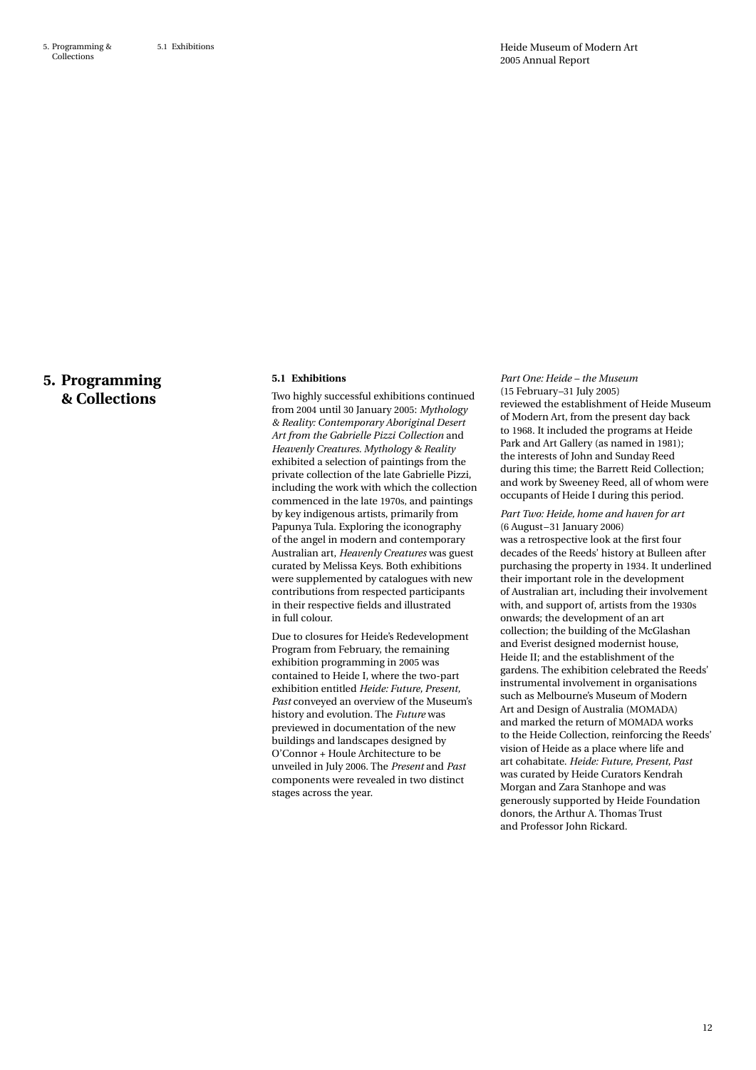# 5. Programming & Collections

## 5.1 Exhibitions

Two highly successful exhibitions continued from 2004 until 30 January 2005: *Mythology & Reality: Contemporary Aboriginal Desert Art from the Gabrielle Pizzi Collection* and *Heavenly Creatures*. *Mythology & Reality* exhibited a selection of paintings from the private collection of the late Gabrielle Pizzi, including the work with which the collection commenced in the late 1970s, and paintings by key indigenous artists, primarily from Papunya Tula. Exploring the iconography of the angel in modern and contemporary Australian art, *Heavenly Creatures* was guest curated by Melissa Keys. Both exhibitions were supplemented by catalogues with new contributions from respected participants in their respective fields and illustrated in full colour.

Due to closures for Heide's Redevelopment Program from February, the remaining exhibition programming in 2005 was contained to Heide I, where the two-part exhibition entitled *Heide: Future, Present, Past* conveyed an overview of the Museum's history and evolution. The *Future* was previewed in documentation of the new buildings and landscapes designed by O'Connor + Houle Architecture to be unveiled in July 2006. The *Present* and *Past* components were revealed in two distinct stages across the year.

*Part One: Heide – the Museum*
(15 February–31 July 2005)
reviewed the establishment of Heide Museum of Modern Art, from the present day back to 1968. It included the programs at Heide Park and Art Gallery (as named in 1981); the interests of John and Sunday Reed during this time; the Barrett Reid Collection; and work by Sweeney Reed, all of whom were occupants of Heide I during this period.

*Part Two: Heide, home and haven for art*
(6 August–31 January 2006)
was a retrospective look at the first four decades of the Reeds' history at Bulleen after purchasing the property in 1934. It underlined their important role in the development of Australian art, including their involvement with, and support of, artists from the 1930s onwards; the development of an art collection; the building of the McGlashan and Everist designed modernist house, Heide II; and the establishment of the gardens. The exhibition celebrated the Reeds' instrumental involvement in organisations such as Melbourne's Museum of Modern Art and Design of Australia (MOMADA) and marked the return of MOMADA works to the Heide Collection, reinforcing the Reeds' vision of Heide as a place where life and art cohabitate. *Heide: Future, Present, Past* was curated by Heide Curators Kendrah Morgan and Zara Stanhope and was generously supported by Heide Foundation donors, the Arthur A. Thomas Trust and Professor John Rickard.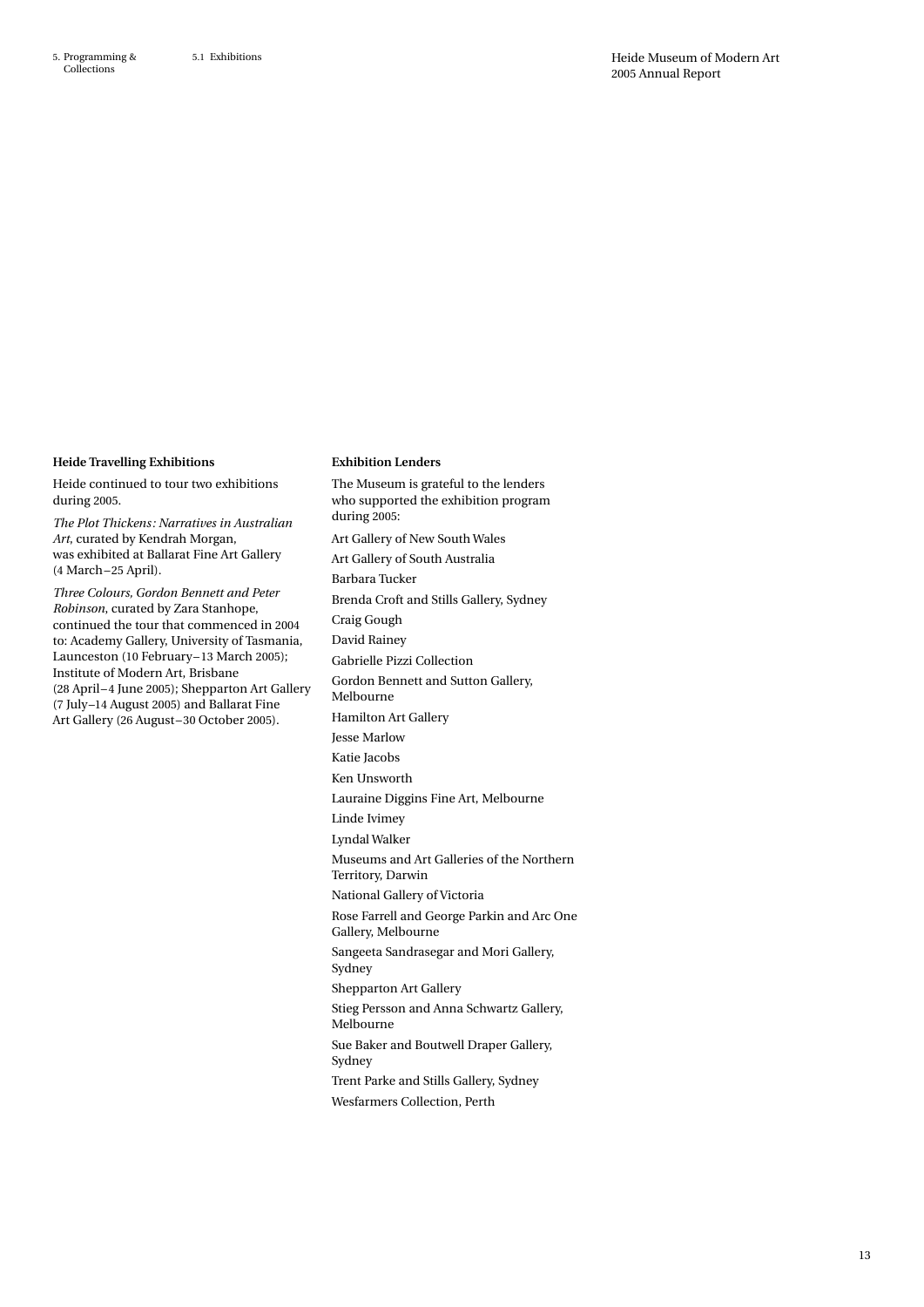### Heide Travelling Exhibitions

Heide continued to tour two exhibitions during 2005.

*The Plot Thickens: Narratives in Australian Art*, curated by Kendrah Morgan, was exhibited at Ballarat Fine Art Gallery (4 March–25 April).

*Three Colours, Gordon Bennett and Peter Robinson*, curated by Zara Stanhope, continued the tour that commenced in 2004 to: Academy Gallery, University of Tasmania, Launceston (10 February–13 March 2005); Institute of Modern Art, Brisbane (28 April–4 June 2005); Shepparton Art Gallery (7 July–14 August 2005) and Ballarat Fine Art Gallery (26 August–30 October 2005).

### Exhibition Lenders

The Museum is grateful to the lenders who supported the exhibition program during 2005:

Art Gallery of New South Wales

Art Gallery of South Australia

Barbara Tucker

Brenda Croft and Stills Gallery, Sydney

Craig Gough

David Rainey

Gabrielle Pizzi Collection

Gordon Bennett and Sutton Gallery, Melbourne

Hamilton Art Gallery

Jesse Marlow

Katie Jacobs

Ken Unsworth

Lauraine Diggins Fine Art, Melbourne

Linde Ivimey

Lyndal Walker

Museums and Art Galleries of the Northern Territory, Darwin

National Gallery of Victoria

Rose Farrell and George Parkin and Arc One Gallery, Melbourne

Sangeeta Sandrasegar and Mori Gallery, Sydney

Shepparton Art Gallery

Stieg Persson and Anna Schwartz Gallery, Melbourne

Sue Baker and Boutwell Draper Gallery, Sydney

Trent Parke and Stills Gallery, Sydney

Wesfarmers Collection, Perth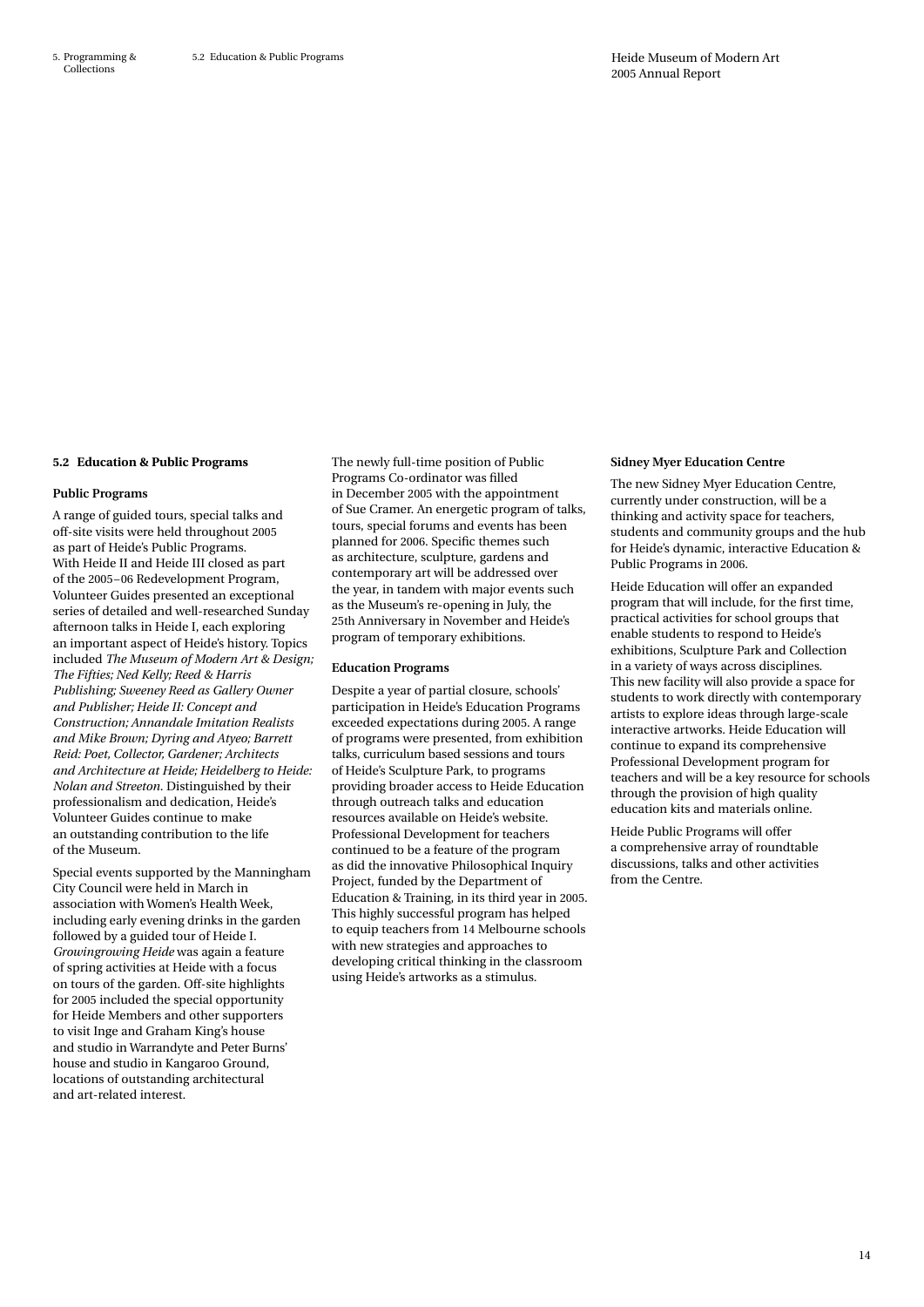## 5.2 Education & Public Programs

### Public Programs

A range of guided tours, special talks and off-site visits were held throughout 2005 as part of Heide's Public Programs. With Heide II and Heide III closed as part of the 2005–06 Redevelopment Program, Volunteer Guides presented an exceptional series of detailed and well-researched Sunday afternoon talks in Heide I, each exploring an important aspect of Heide's history. Topics included *The Museum of Modern Art & Design; The Fifties; Ned Kelly; Reed & Harris Publishing; Sweeney Reed as Gallery Owner and Publisher; Heide II: Concept and Construction; Annandale Imitation Realists and Mike Brown; Dyring and Atyeo; Barrett Reid: Poet, Collector, Gardener; Architects and Architecture at Heide; Heidelberg to Heide: Nolan and Streeton*. Distinguished by their professionalism and dedication, Heide's Volunteer Guides continue to make an outstanding contribution to the life of the Museum.

Special events supported by the Manningham City Council were held in March in association with Women's Health Week, including early evening drinks in the garden followed by a guided tour of Heide I. *Growingrowing Heide* was again a feature of spring activities at Heide with a focus on tours of the garden. Off-site highlights for 2005 included the special opportunity for Heide Members and other supporters to visit Inge and Graham King's house and studio in Warrandyte and Peter Burns' house and studio in Kangaroo Ground, locations of outstanding architectural and art-related interest.

The newly full-time position of Public Programs Co-ordinator was filled in December 2005 with the appointment of Sue Cramer. An energetic program of talks, tours, special forums and events has been planned for 2006. Specific themes such as architecture, sculpture, gardens and contemporary art will be addressed over the year, in tandem with major events such as the Museum's re-opening in July, the 25th Anniversary in November and Heide's program of temporary exhibitions.

### Education Programs

Despite a year of partial closure, schools' participation in Heide's Education Programs exceeded expectations during 2005. A range of programs were presented, from exhibition talks, curriculum based sessions and tours of Heide's Sculpture Park, to programs providing broader access to Heide Education through outreach talks and education resources available on Heide's website. Professional Development for teachers continued to be a feature of the program as did the innovative Philosophical Inquiry Project, funded by the Department of Education & Training, in its third year in 2005. This highly successful program has helped to equip teachers from 14 Melbourne schools with new strategies and approaches to developing critical thinking in the classroom using Heide's artworks as a stimulus.

### Sidney Myer Education Centre

The new Sidney Myer Education Centre, currently under construction, will be a thinking and activity space for teachers, students and community groups and the hub for Heide's dynamic, interactive Education & Public Programs in 2006.

Heide Education will offer an expanded program that will include, for the first time, practical activities for school groups that enable students to respond to Heide's exhibitions, Sculpture Park and Collection in a variety of ways across disciplines. This new facility will also provide a space for students to work directly with contemporary artists to explore ideas through large-scale interactive artworks. Heide Education will continue to expand its comprehensive Professional Development program for teachers and will be a key resource for schools through the provision of high quality education kits and materials online.

Heide Public Programs will offer a comprehensive array of roundtable discussions, talks and other activities from the Centre.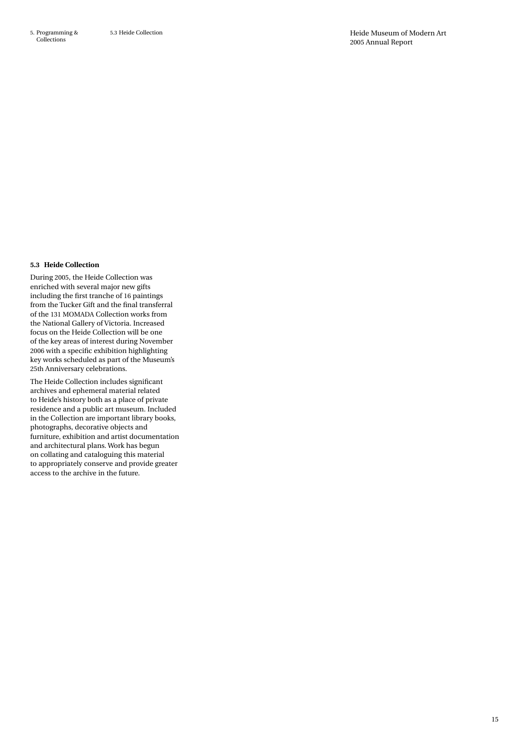## 5.3 Heide Collection

During 2005, the Heide Collection was enriched with several major new gifts including the first tranche of 16 paintings from the Tucker Gift and the final transferral of the 131 MOMADA Collection works from the National Gallery of Victoria. Increased focus on the Heide Collection will be one of the key areas of interest during November 2006 with a specific exhibition highlighting key works scheduled as part of the Museum's 25th Anniversary celebrations.

The Heide Collection includes significant archives and ephemeral material related to Heide's history both as a place of private residence and a public art museum. Included in the Collection are important library books, photographs, decorative objects and furniture, exhibition and artist documentation and architectural plans. Work has begun on collating and cataloguing this material to appropriately conserve and provide greater access to the archive in the future.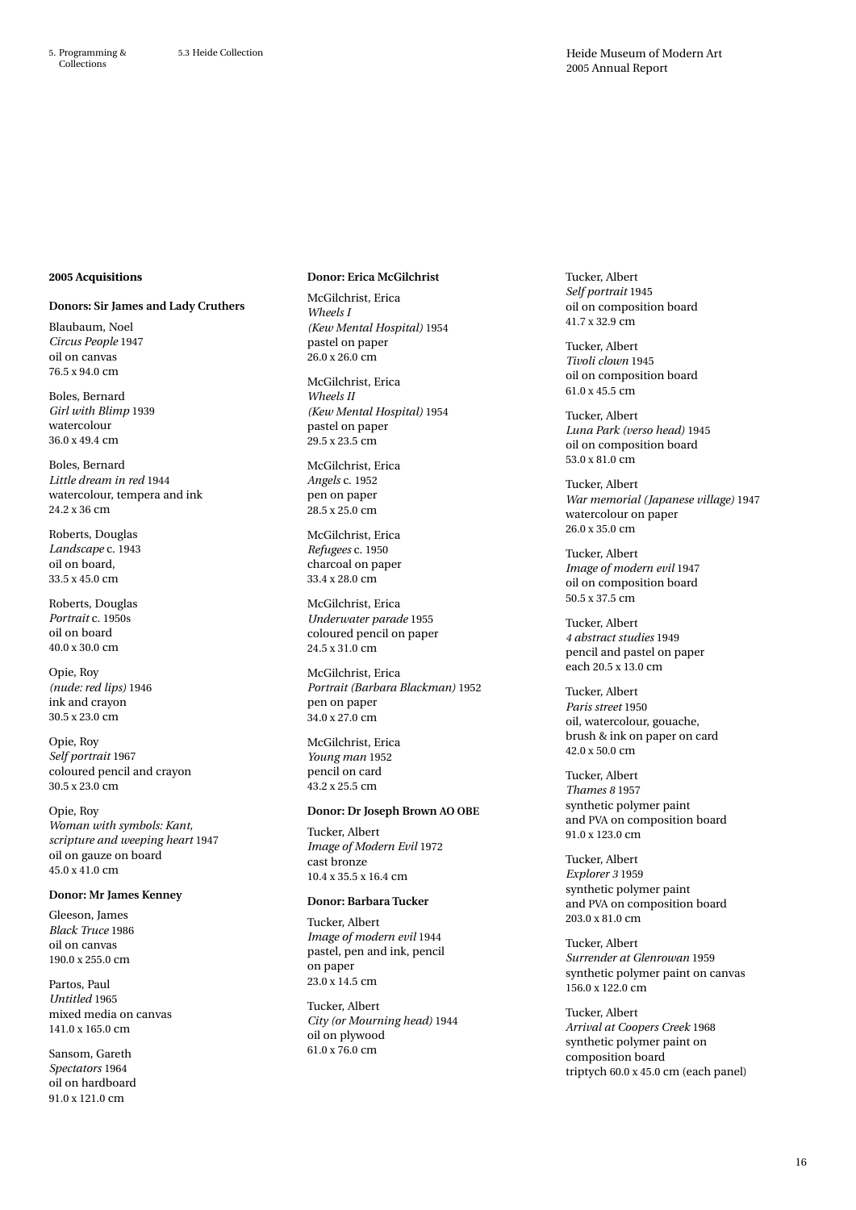## 2005 Acquisitions

### Donors: Sir James and Lady Cruthers

Blaubaum, Noel
*Circus People* 1947
oil on canvas
76.5 x 94.0 cm

Boles, Bernard
*Girl with Blimp* 1939
watercolour
36.0 x 49.4 cm

Boles, Bernard
*Little dream in red* 1944
watercolour, tempera and ink
24.2 x 36 cm

Roberts, Douglas
*Landscape* c. 1943
oil on board,
33.5 x 45.0 cm

Roberts, Douglas
*Portrait* c. 1950s
oil on board
40.0 x 30.0 cm

Opie, Roy
*(nude: red lips)* 1946
ink and crayon
30.5 x 23.0 cm

Opie, Roy
*Self portrait* 1967
coloured pencil and crayon
30.5 x 23.0 cm

Opie, Roy
*Woman with symbols: Kant, scripture and weeping heart* 1947
oil on gauze on board
45.0 x 41.0 cm

### Donor: Mr James Kenney

Gleeson, James
*Black Truce* 1986
oil on canvas
190.0 x 255.0 cm

Partos, Paul
*Untitled* 1965
mixed media on canvas
141.0 x 165.0 cm

Sansom, Gareth
*Spectators* 1964
oil on hardboard
91.0 x 121.0 cm

### Donor: Erica McGilchrist

McGilchrist, Erica
*Wheels I (Kew Mental Hospital)* 1954
pastel on paper
26.0 x 26.0 cm

McGilchrist, Erica
*Wheels II (Kew Mental Hospital)* 1954
pastel on paper
29.5 x 23.5 cm

McGilchrist, Erica
*Angels* c. 1952
pen on paper
28.5 x 25.0 cm

McGilchrist, Erica
*Refugees* c. 1950
charcoal on paper
33.4 x 28.0 cm

McGilchrist, Erica
*Underwater parade* 1955
coloured pencil on paper
24.5 x 31.0 cm

McGilchrist, Erica
*Portrait (Barbara Blackman)* 1952
pen on paper
34.0 x 27.0 cm

McGilchrist, Erica
*Young man* 1952
pencil on card
43.2 x 25.5 cm

### Donor: Dr Joseph Brown AO OBE

Tucker, Albert
*Image of Modern Evil* 1972
cast bronze
10.4 x 35.5 x 16.4 cm

### Donor: Barbara Tucker

Tucker, Albert
*Image of modern evil* 1944
pastel, pen and ink, pencil on paper
23.0 x 14.5 cm

Tucker, Albert
*City (or Mourning head)* 1944
oil on plywood
61.0 x 76.0 cm

Tucker, Albert
*Self portrait* 1945
oil on composition board
41.7 x 32.9 cm

Tucker, Albert
*Tivoli clown* 1945
oil on composition board
61.0 x 45.5 cm

Tucker, Albert
*Luna Park (verso head)* 1945
oil on composition board
53.0 x 81.0 cm

Tucker, Albert
*War memorial (Japanese village)* 1947
watercolour on paper
26.0 x 35.0 cm

Tucker, Albert
*Image of modern evil* 1947
oil on composition board
50.5 x 37.5 cm

Tucker, Albert
*4 abstract studies* 1949
pencil and pastel on paper
each 20.5 x 13.0 cm

Tucker, Albert
*Paris street* 1950
oil, watercolour, gouache, brush & ink on paper on card
42.0 x 50.0 cm

Tucker, Albert
*Thames 8* 1957
synthetic polymer paint and PVA on composition board
91.0 x 123.0 cm

Tucker, Albert
*Explorer 3* 1959
synthetic polymer paint and PVA on composition board
203.0 x 81.0 cm

Tucker, Albert
*Surrender at Glenrowan* 1959
synthetic polymer paint on canvas
156.0 x 122.0 cm

Tucker, Albert
*Arrival at Coopers Creek* 1968
synthetic polymer paint on composition board
triptych 60.0 x 45.0 cm (each panel)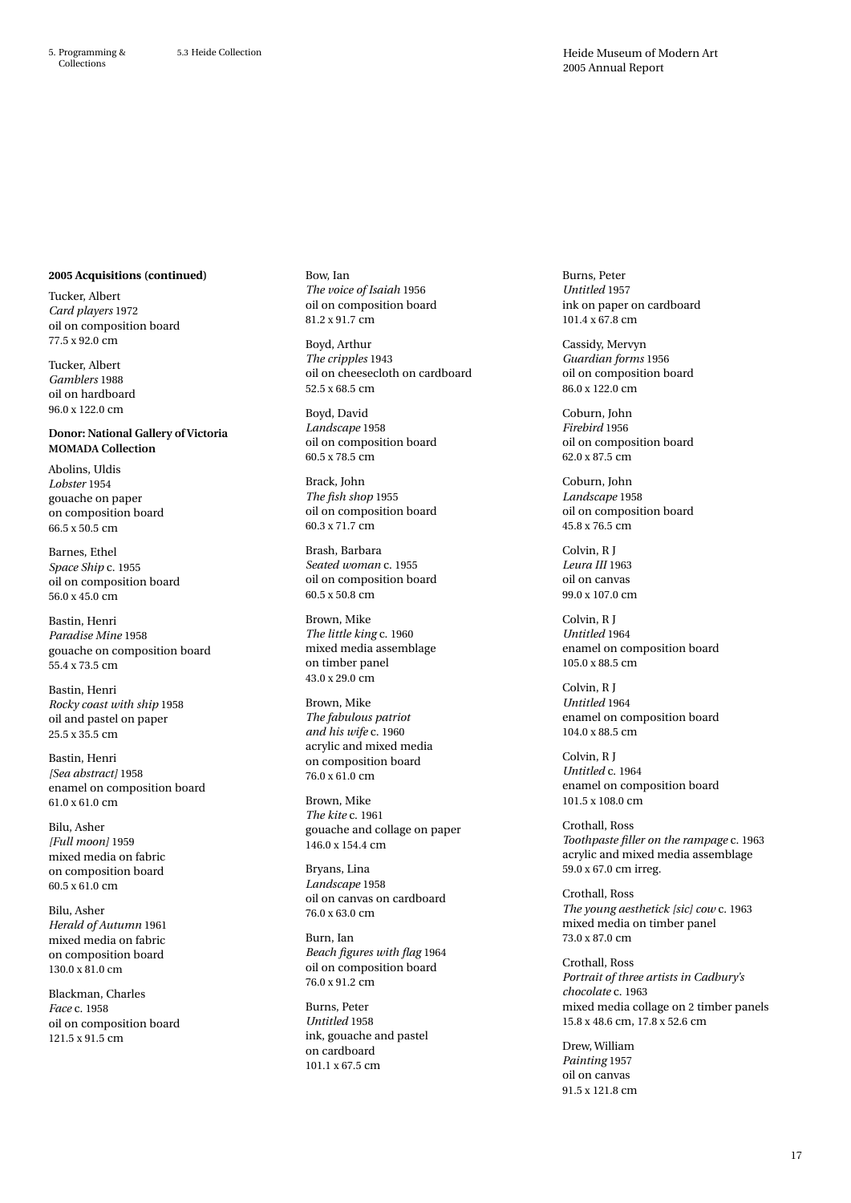**2005 Acquisitions (continued)**

Tucker, Albert
*Card players* 1972
oil on composition board
77.5 x 92.0 cm

Tucker, Albert
*Gamblers* 1988
oil on hardboard
96.0 x 122.0 cm

**Donor: National Gallery of Victoria**
**MOMADA Collection**

Abolins, Uldis
*Lobster* 1954
gouache on paper
on composition board
66.5 x 50.5 cm

Barnes, Ethel
*Space Ship* c. 1955
oil on composition board
56.0 x 45.0 cm

Bastin, Henri
*Paradise Mine* 1958
gouache on composition board
55.4 x 73.5 cm

Bastin, Henri
*Rocky coast with ship* 1958
oil and pastel on paper
25.5 x 35.5 cm

Bastin, Henri
*[Sea abstract]* 1958
enamel on composition board
61.0 x 61.0 cm

Bilu, Asher
*[Full moon]* 1959
mixed media on fabric
on composition board
60.5 x 61.0 cm

Bilu, Asher
*Herald of Autumn* 1961
mixed media on fabric
on composition board
130.0 x 81.0 cm

Blackman, Charles
*Face* c. 1958
oil on composition board
121.5 x 91.5 cm

Bow, Ian
*The voice of Isaiah* 1956
oil on composition board
81.2 x 91.7 cm

Boyd, Arthur
*The cripples* 1943
oil on cheesecloth on cardboard
52.5 x 68.5 cm

Boyd, David
*Landscape* 1958
oil on composition board
60.5 x 78.5 cm

Brack, John
*The fish shop* 1955
oil on composition board
60.3 x 71.7 cm

Brash, Barbara
*Seated woman* c. 1955
oil on composition board
60.5 x 50.8 cm

Brown, Mike
*The little king* c. 1960
mixed media assemblage
on timber panel
43.0 x 29.0 cm

Brown, Mike
*The fabulous patriot and his wife* c. 1960
acrylic and mixed media
on composition board
76.0 x 61.0 cm

Brown, Mike
*The kite* c. 1961
gouache and collage on paper
146.0 x 154.4 cm

Bryans, Lina
*Landscape* 1958
oil on canvas on cardboard
76.0 x 63.0 cm

Burn, Ian
*Beach figures with flag* 1964
oil on composition board
76.0 x 91.2 cm

Burns, Peter
*Untitled* 1958
ink, gouache and pastel
on cardboard
101.1 x 67.5 cm

Burns, Peter
*Untitled* 1957
ink on paper on cardboard
101.4 x 67.8 cm

Cassidy, Mervyn
*Guardian forms* 1956
oil on composition board
86.0 x 122.0 cm

Coburn, John
*Firebird* 1956
oil on composition board
62.0 x 87.5 cm

Coburn, John
*Landscape* 1958
oil on composition board
45.8 x 76.5 cm

Colvin, R J
*Leura III* 1963
oil on canvas
99.0 x 107.0 cm

Colvin, R J
*Untitled* 1964
enamel on composition board
105.0 x 88.5 cm

Colvin, R J
*Untitled* 1964
enamel on composition board
104.0 x 88.5 cm

Colvin, R J
*Untitled* c. 1964
enamel on composition board
101.5 x 108.0 cm

Crothall, Ross
*Toothpaste filler on the rampage* c. 1963
acrylic and mixed media assemblage
59.0 x 67.0 cm irreg.

Crothall, Ross
*The young aesthetick [sic] cow* c. 1963
mixed media on timber panel
73.0 x 87.0 cm

Crothall, Ross
*Portrait of three artists in Cadbury's chocolate* c. 1963
mixed media collage on 2 timber panels
15.8 x 48.6 cm, 17.8 x 52.6 cm

Drew, William
*Painting* 1957
oil on canvas
91.5 x 121.8 cm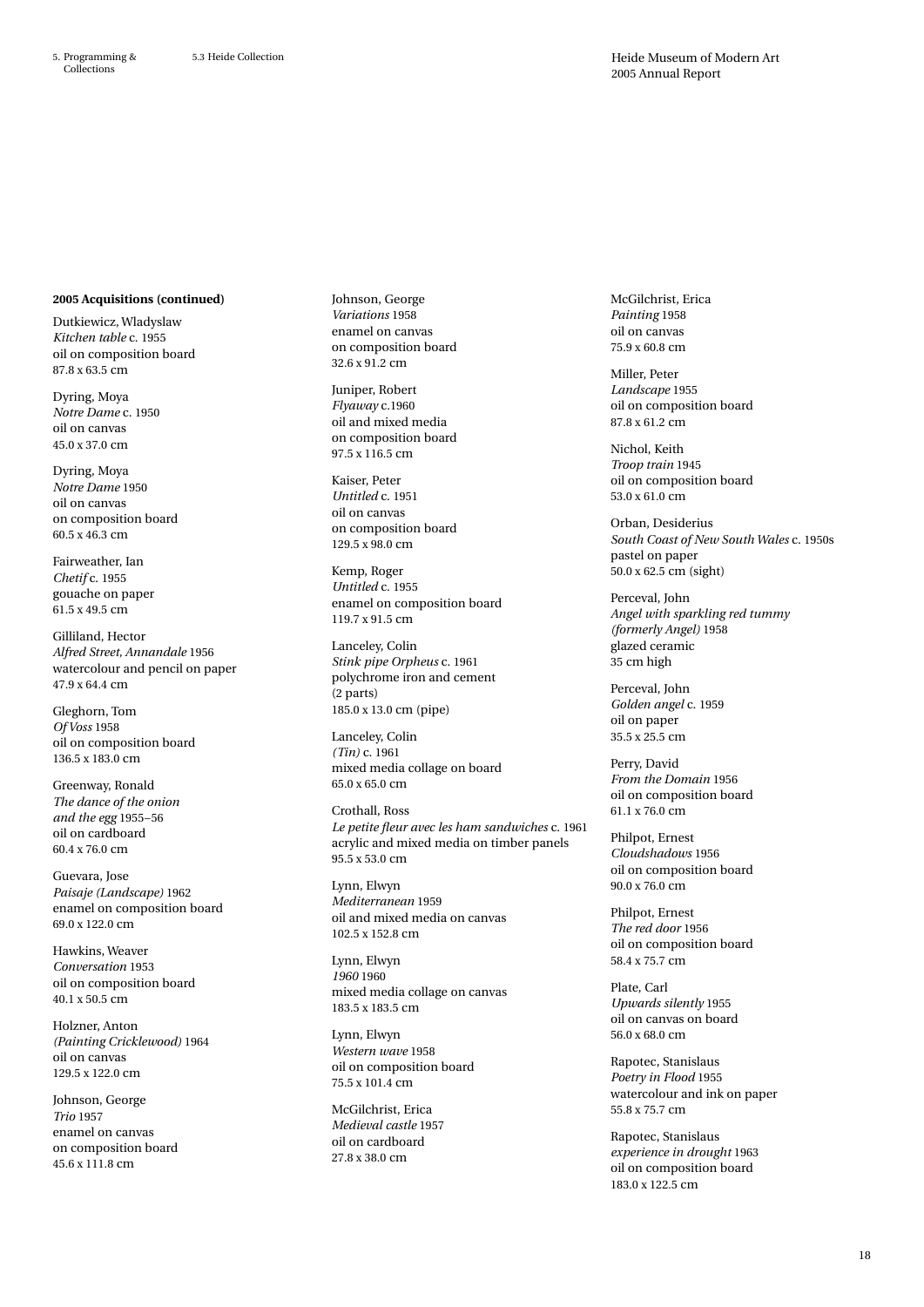**2005 Acquisitions (continued)**

Dutkiewicz, Wladyslaw
*Kitchen table* c. 1955
oil on composition board
87.8 x 63.5 cm

Dyring, Moya
*Notre Dame* c. 1950
oil on canvas
45.0 x 37.0 cm

Dyring, Moya
*Notre Dame* 1950
oil on canvas
on composition board
60.5 x 46.3 cm

Fairweather, Ian
*Chetif* c. 1955
gouache on paper
61.5 x 49.5 cm

Gilliland, Hector
*Alfred Street, Annandale* 1956
watercolour and pencil on paper
47.9 x 64.4 cm

Gleghorn, Tom
*Of Voss* 1958
oil on composition board
136.5 x 183.0 cm

Greenway, Ronald
*The dance of the onion and the egg* 1955–56
oil on cardboard
60.4 x 76.0 cm

Guevara, Jose
*Paisaje (Landscape)* 1962
enamel on composition board
69.0 x 122.0 cm

Hawkins, Weaver
*Conversation* 1953
oil on composition board
40.1 x 50.5 cm

Holzner, Anton
*(Painting Cricklewood)* 1964
oil on canvas
129.5 x 122.0 cm

Johnson, George
*Trio* 1957
enamel on canvas
on composition board
45.6 x 111.8 cm

Johnson, George
*Variations* 1958
enamel on canvas
on composition board
32.6 x 91.2 cm

Juniper, Robert
*Flyaway* c.1960
oil and mixed media
on composition board
97.5 x 116.5 cm

Kaiser, Peter
*Untitled* c. 1951
oil on canvas
on composition board
129.5 x 98.0 cm

Kemp, Roger
*Untitled* c. 1955
enamel on composition board
119.7 x 91.5 cm

Lanceley, Colin
*Stink pipe Orpheus* c. 1961
polychrome iron and cement
(2 parts)
185.0 x 13.0 cm (pipe)

Lanceley, Colin
*(Tin)* c. 1961
mixed media collage on board
65.0 x 65.0 cm

Crothall, Ross
*Le petite fleur avec les ham sandwiches* c. 1961
acrylic and mixed media on timber panels
95.5 x 53.0 cm

Lynn, Elwyn
*Mediterranean* 1959
oil and mixed media on canvas
102.5 x 152.8 cm

Lynn, Elwyn
*1960* 1960
mixed media collage on canvas
183.5 x 183.5 cm

Lynn, Elwyn
*Western wave* 1958
oil on composition board
75.5 x 101.4 cm

McGilchrist, Erica
*Medieval castle* 1957
oil on cardboard
27.8 x 38.0 cm

McGilchrist, Erica
*Painting* 1958
oil on canvas
75.9 x 60.8 cm

Miller, Peter
*Landscape* 1955
oil on composition board
87.8 x 61.2 cm

Nichol, Keith
*Troop train* 1945
oil on composition board
53.0 x 61.0 cm

Orban, Desiderius
*South Coast of New South Wales* c. 1950s
pastel on paper
50.0 x 62.5 cm (sight)

Perceval, John
*Angel with sparkling red tummy (formerly Angel)* 1958
glazed ceramic
35 cm high

Perceval, John
*Golden angel* c. 1959
oil on paper
35.5 x 25.5 cm

Perry, David
*From the Domain* 1956
oil on composition board
61.1 x 76.0 cm

Philpot, Ernest
*Cloudshadows* 1956
oil on composition board
90.0 x 76.0 cm

Philpot, Ernest
*The red door* 1956
oil on composition board
58.4 x 75.7 cm

Plate, Carl
*Upwards silently* 1955
oil on canvas on board
56.0 x 68.0 cm

Rapotec, Stanislaus
*Poetry in Flood* 1955
watercolour and ink on paper
55.8 x 75.7 cm

Rapotec, Stanislaus
*experience in drought* 1963
oil on composition board
183.0 x 122.5 cm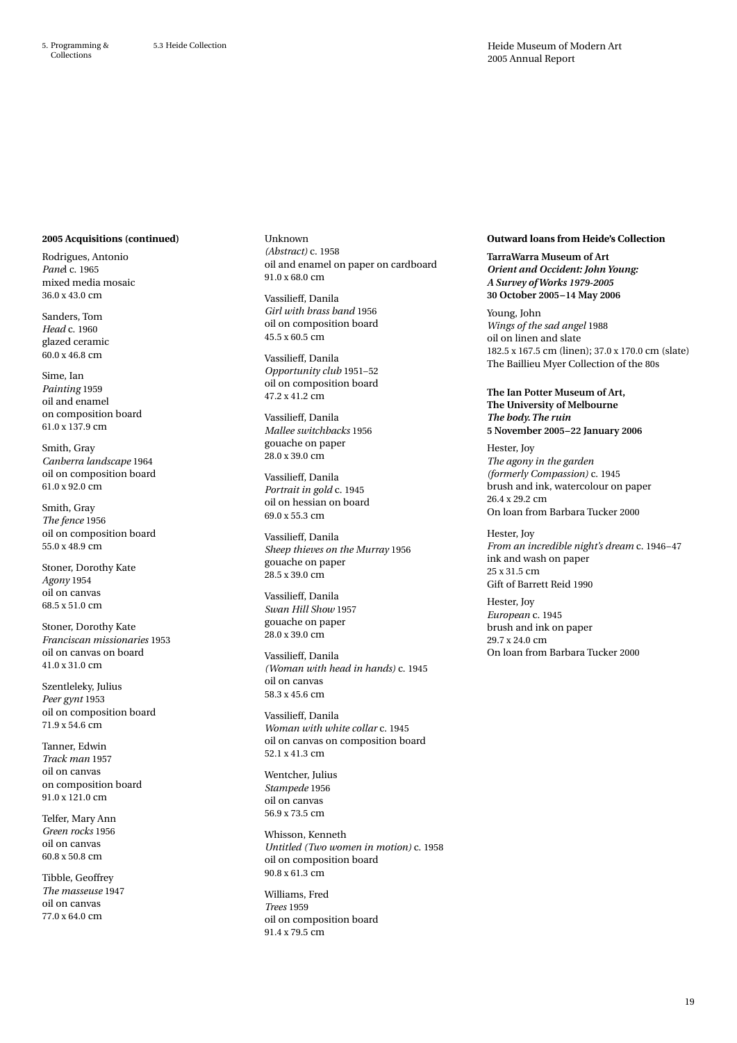**2005 Acquisitions (continued)**

Rodrigues, Antonio
*Panel* c. 1965
mixed media mosaic
36.0 x 43.0 cm

Sanders, Tom
*Head* c. 1960
glazed ceramic
60.0 x 46.8 cm

Sime, Ian
*Painting* 1959
oil and enamel
on composition board
61.0 x 137.9 cm

Smith, Gray
*Canberra landscape* 1964
oil on composition board
61.0 x 92.0 cm

Smith, Gray
*The fence* 1956
oil on composition board
55.0 x 48.9 cm

Stoner, Dorothy Kate
*Agony* 1954
oil on canvas
68.5 x 51.0 cm

Stoner, Dorothy Kate
*Franciscan missionaries* 1953
oil on canvas on board
41.0 x 31.0 cm

Szentleleky, Julius
*Peer gynt* 1953
oil on composition board
71.9 x 54.6 cm

Tanner, Edwin
*Track man* 1957
oil on canvas
on composition board
91.0 x 121.0 cm

Telfer, Mary Ann
*Green rocks* 1956
oil on canvas
60.8 x 50.8 cm

Tibble, Geoffrey
*The masseuse* 1947
oil on canvas
77.0 x 64.0 cm

Unknown
*(Abstract)* c. 1958
oil and enamel on paper on cardboard
91.0 x 68.0 cm

Vassilieff, Danila
*Girl with brass band* 1956
oil on composition board
45.5 x 60.5 cm

Vassilieff, Danila
*Opportunity club* 1951–52
oil on composition board
47.2 x 41.2 cm

Vassilieff, Danila
*Mallee switchbacks* 1956
gouache on paper
28.0 x 39.0 cm

Vassilieff, Danila
*Portrait in gold* c. 1945
oil on hessian on board
69.0 x 55.3 cm

Vassilieff, Danila
*Sheep thieves on the Murray* 1956
gouache on paper
28.5 x 39.0 cm

Vassilieff, Danila
*Swan Hill Show* 1957
gouache on paper
28.0 x 39.0 cm

Vassilieff, Danila
*(Woman with head in hands)* c. 1945
oil on canvas
58.3 x 45.6 cm

Vassilieff, Danila
*Woman with white collar* c. 1945
oil on canvas on composition board
52.1 x 41.3 cm

Wentcher, Julius
*Stampede* 1956
oil on canvas
56.9 x 73.5 cm

Whisson, Kenneth
*Untitled (Two women in motion)* c. 1958
oil on composition board
90.8 x 61.3 cm

Williams, Fred
*Trees* 1959
oil on composition board
91.4 x 79.5 cm

**Outward loans from Heide's Collection**

**TarraWarra Museum of Art**
***Orient and Occident: John Young: A Survey of Works 1979-2005***
**30 October 2005 – 14 May 2006**

Young, John
*Wings of the sad angel* 1988
oil on linen and slate
182.5 x 167.5 cm (linen); 37.0 x 170.0 cm (slate)
The Baillieu Myer Collection of the 80s

**The Ian Potter Museum of Art, The University of Melbourne**
***The body. The ruin***
**5 November 2005 – 22 January 2006**

Hester, Joy
*The agony in the garden (formerly Compassion)* c. 1945
brush and ink, watercolour on paper
26.4 x 29.2 cm
On loan from Barbara Tucker 2000

Hester, Joy
*From an incredible night's dream* c. 1946–47
ink and wash on paper
25 x 31.5 cm
Gift of Barrett Reid 1990

Hester, Joy
*European* c. 1945
brush and ink on paper
29.7 x 24.0 cm
On loan from Barbara Tucker 2000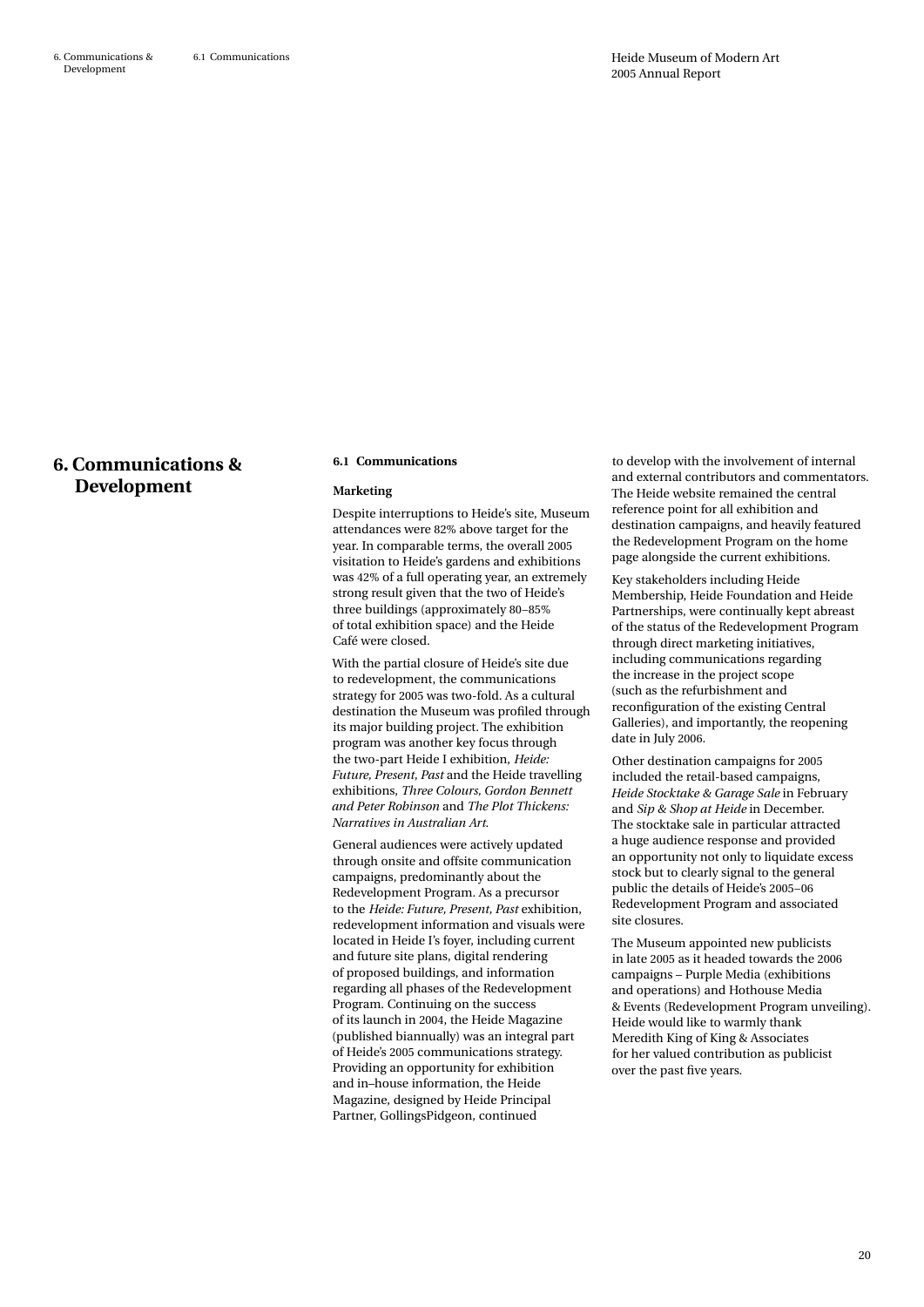# 6. Communications & Development

## 6.1 Communications

### Marketing

Despite interruptions to Heide's site, Museum attendances were 82% above target for the year. In comparable terms, the overall 2005 visitation to Heide's gardens and exhibitions was 42% of a full operating year, an extremely strong result given that the two of Heide's three buildings (approximately 80–85% of total exhibition space) and the Heide Café were closed.

With the partial closure of Heide's site due to redevelopment, the communications strategy for 2005 was two-fold. As a cultural destination the Museum was profiled through its major building project. The exhibition program was another key focus through the two-part Heide I exhibition, *Heide: Future, Present, Past* and the Heide travelling exhibitions, *Three Colours, Gordon Bennett and Peter Robinson* and *The Plot Thickens: Narratives in Australian Art*.

General audiences were actively updated through onsite and offsite communication campaigns, predominantly about the Redevelopment Program. As a precursor to the *Heide: Future, Present, Past* exhibition, redevelopment information and visuals were located in Heide I's foyer, including current and future site plans, digital rendering of proposed buildings, and information regarding all phases of the Redevelopment Program. Continuing on the success of its launch in 2004, the Heide Magazine (published biannually) was an integral part of Heide's 2005 communications strategy. Providing an opportunity for exhibition and in–house information, the Heide Magazine, designed by Heide Principal Partner, GollingsPidgeon, continued to develop with the involvement of internal and external contributors and commentators. The Heide website remained the central reference point for all exhibition and destination campaigns, and heavily featured the Redevelopment Program on the home page alongside the current exhibitions.

Key stakeholders including Heide Membership, Heide Foundation and Heide Partnerships, were continually kept abreast of the status of the Redevelopment Program through direct marketing initiatives, including communications regarding the increase in the project scope (such as the refurbishment and reconfiguration of the existing Central Galleries), and importantly, the reopening date in July 2006.

Other destination campaigns for 2005 included the retail-based campaigns, *Heide Stocktake & Garage Sale* in February and *Sip & Shop at Heide* in December. The stocktake sale in particular attracted a huge audience response and provided an opportunity not only to liquidate excess stock but to clearly signal to the general public the details of Heide's 2005–06 Redevelopment Program and associated site closures.

The Museum appointed new publicists in late 2005 as it headed towards the 2006 campaigns – Purple Media (exhibitions and operations) and Hothouse Media & Events (Redevelopment Program unveiling). Heide would like to warmly thank Meredith King of King & Associates for her valued contribution as publicist over the past five years.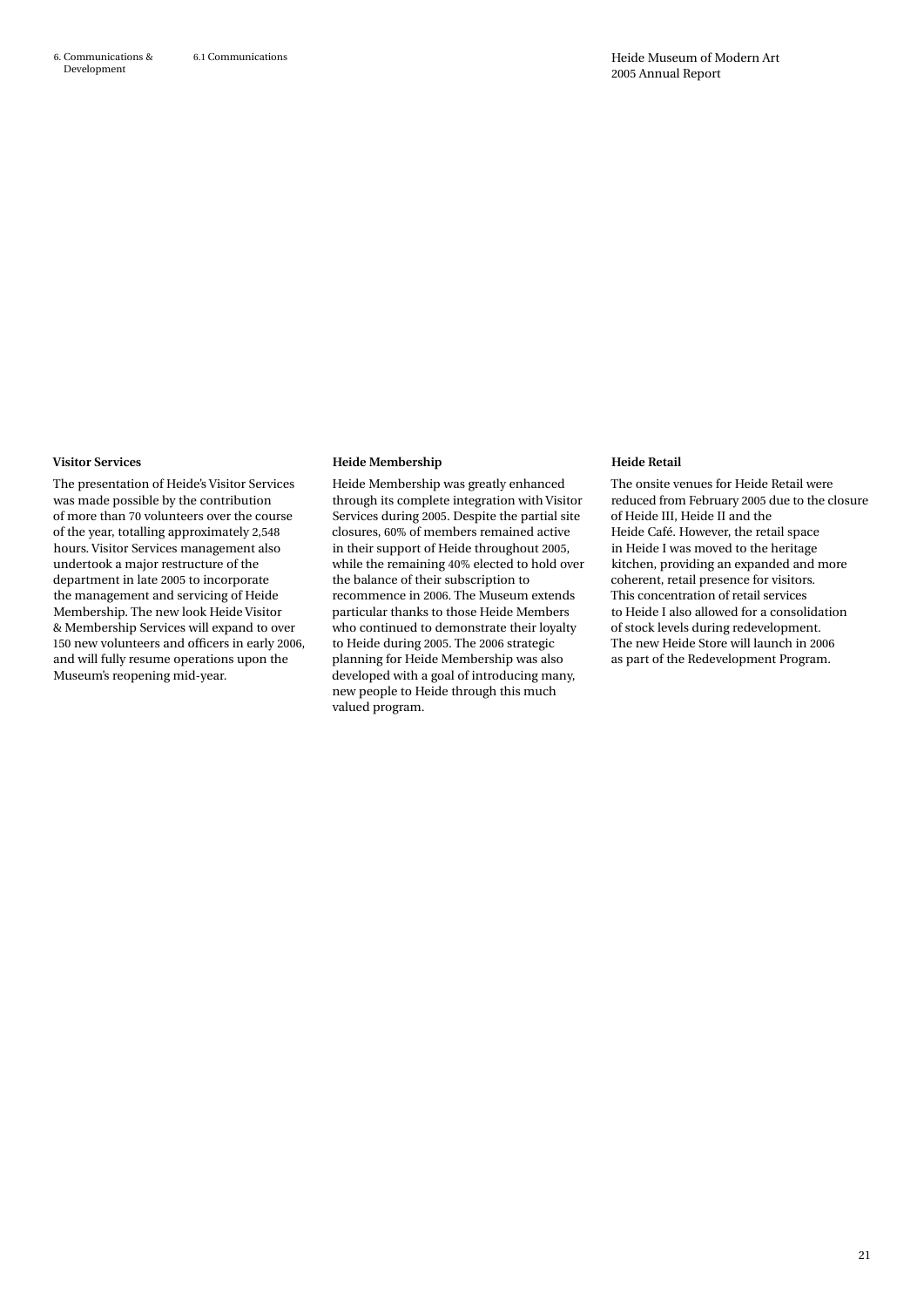### Visitor Services

The presentation of Heide's Visitor Services was made possible by the contribution of more than 70 volunteers over the course of the year, totalling approximately 2,548 hours. Visitor Services management also undertook a major restructure of the department in late 2005 to incorporate the management and servicing of Heide Membership. The new look Heide Visitor & Membership Services will expand to over 150 new volunteers and officers in early 2006, and will fully resume operations upon the Museum's reopening mid-year.

### Heide Membership

Heide Membership was greatly enhanced through its complete integration with Visitor Services during 2005. Despite the partial site closures, 60% of members remained active in their support of Heide throughout 2005, while the remaining 40% elected to hold over the balance of their subscription to recommence in 2006. The Museum extends particular thanks to those Heide Members who continued to demonstrate their loyalty to Heide during 2005. The 2006 strategic planning for Heide Membership was also developed with a goal of introducing many, new people to Heide through this much valued program.

### Heide Retail

The onsite venues for Heide Retail were reduced from February 2005 due to the closure of Heide III, Heide II and the Heide Café. However, the retail space in Heide I was moved to the heritage kitchen, providing an expanded and more coherent, retail presence for visitors. This concentration of retail services to Heide I also allowed for a consolidation of stock levels during redevelopment. The new Heide Store will launch in 2006 as part of the Redevelopment Program.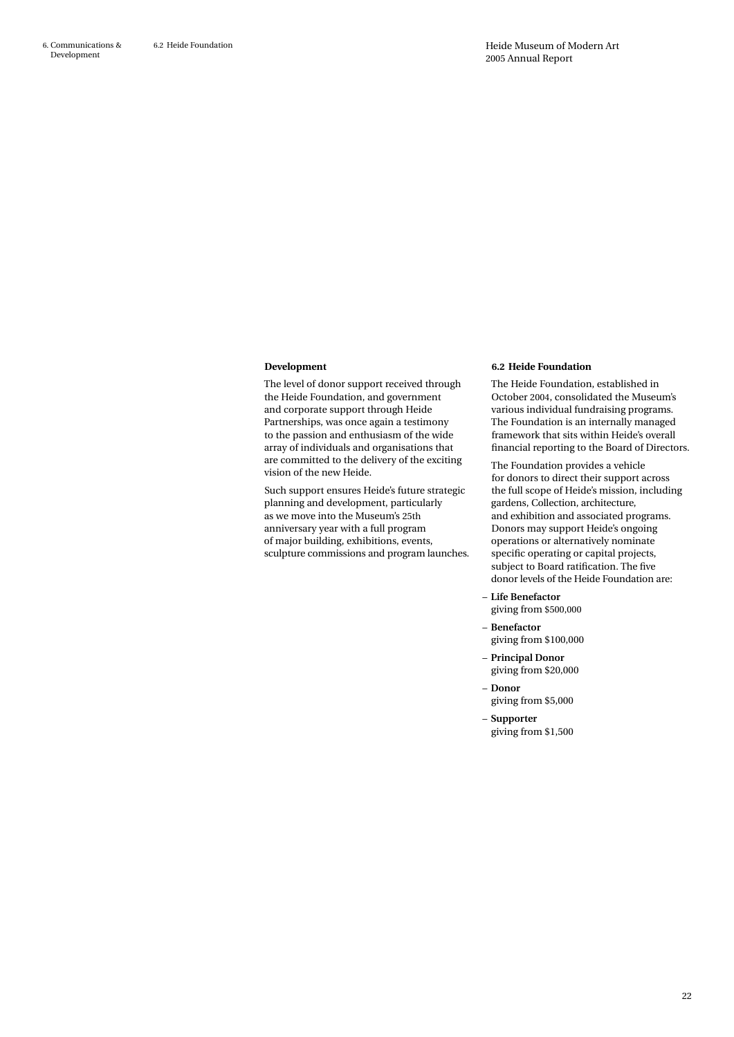## Development

The level of donor support received through the Heide Foundation, and government and corporate support through Heide Partnerships, was once again a testimony to the passion and enthusiasm of the wide array of individuals and organisations that are committed to the delivery of the exciting vision of the new Heide.

Such support ensures Heide's future strategic planning and development, particularly as we move into the Museum's 25th anniversary year with a full program of major building, exhibitions, events, sculpture commissions and program launches.

## 6.2 Heide Foundation

The Heide Foundation, established in October 2004, consolidated the Museum's various individual fundraising programs. The Foundation is an internally managed framework that sits within Heide's overall financial reporting to the Board of Directors.

The Foundation provides a vehicle for donors to direct their support across the full scope of Heide's mission, including gardens, Collection, architecture, and exhibition and associated programs. Donors may support Heide's ongoing operations or alternatively nominate specific operating or capital projects, subject to Board ratification. The five donor levels of the Heide Foundation are:

- **Life Benefactor**
  giving from $500,000
- **Benefactor**
  giving from $100,000
- **Principal Donor**
  giving from $20,000
- **Donor**
  giving from $5,000
- **Supporter**
  giving from $1,500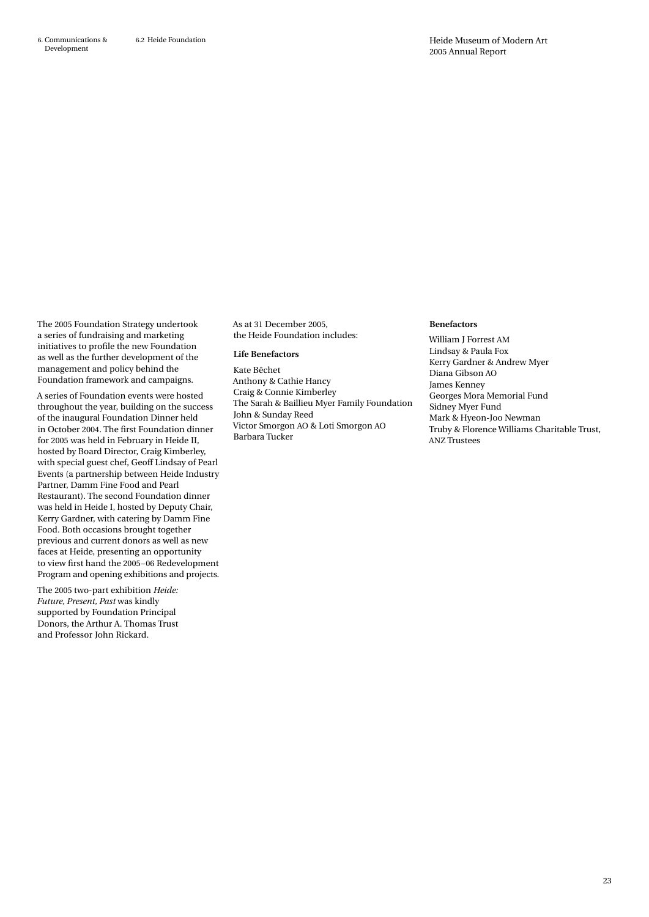The 2005 Foundation Strategy undertook a series of fundraising and marketing initiatives to profile the new Foundation as well as the further development of the management and policy behind the Foundation framework and campaigns.

A series of Foundation events were hosted throughout the year, building on the success of the inaugural Foundation Dinner held in October 2004. The first Foundation dinner for 2005 was held in February in Heide II, hosted by Board Director, Craig Kimberley, with special guest chef, Geoff Lindsay of Pearl Events (a partnership between Heide Industry Partner, Damm Fine Food and Pearl Restaurant). The second Foundation dinner was held in Heide I, hosted by Deputy Chair, Kerry Gardner, with catering by Damm Fine Food. Both occasions brought together previous and current donors as well as new faces at Heide, presenting an opportunity to view first hand the 2005–06 Redevelopment Program and opening exhibitions and projects.

The 2005 two-part exhibition *Heide: Future, Present, Past* was kindly supported by Foundation Principal Donors, the Arthur A. Thomas Trust and Professor John Rickard.

As at 31 December 2005, the Heide Foundation includes:

**Life Benefactors**

Kate Bêchet
Anthony & Cathie Hancy
Craig & Connie Kimberley
The Sarah & Baillieu Myer Family Foundation
John & Sunday Reed
Victor Smorgon AO & Loti Smorgon AO
Barbara Tucker

**Benefactors**

William J Forrest AM
Lindsay & Paula Fox
Kerry Gardner & Andrew Myer
Diana Gibson AO
James Kenney
Georges Mora Memorial Fund
Sidney Myer Fund
Mark & Hyeon-Joo Newman
Truby & Florence Williams Charitable Trust, ANZ Trustees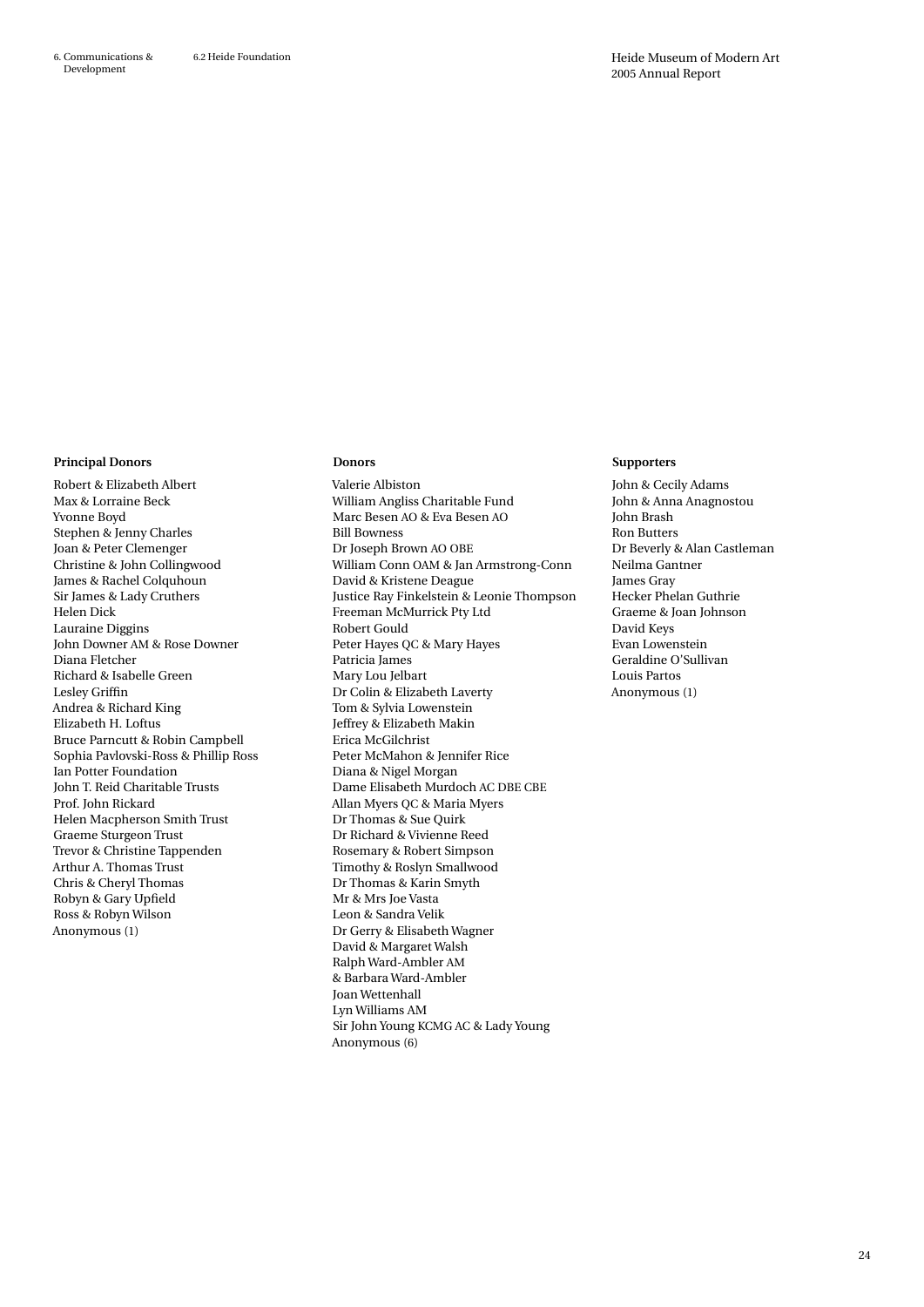**Principal Donors**

Robert & Elizabeth Albert
Max & Lorraine Beck
Yvonne Boyd
Stephen & Jenny Charles
Joan & Peter Clemenger
Christine & John Collingwood
James & Rachel Colquhoun
Sir James & Lady Cruthers
Helen Dick
Lauraine Diggins
John Downer AM & Rose Downer
Diana Fletcher
Richard & Isabelle Green
Lesley Griffin
Andrea & Richard King
Elizabeth H. Loftus
Bruce Parncutt & Robin Campbell
Sophia Pavlovski-Ross & Phillip Ross
Ian Potter Foundation
John T. Reid Charitable Trusts
Prof. John Rickard
Helen Macpherson Smith Trust
Graeme Sturgeon Trust
Trevor & Christine Tappenden
Arthur A. Thomas Trust
Chris & Cheryl Thomas
Robyn & Gary Upfield
Ross & Robyn Wilson
Anonymous (1)

**Donors**

Valerie Albiston
William Angliss Charitable Fund
Marc Besen AO & Eva Besen AO
Bill Bowness
Dr Joseph Brown AO OBE
William Conn OAM & Jan Armstrong-Conn
David & Kristene Deague
Justice Ray Finkelstein & Leonie Thompson
Freeman McMurrick Pty Ltd
Robert Gould
Peter Hayes QC & Mary Hayes
Patricia James
Mary Lou Jelbart
Dr Colin & Elizabeth Laverty
Tom & Sylvia Lowenstein
Jeffrey & Elizabeth Makin
Erica McGilchrist
Peter McMahon & Jennifer Rice
Diana & Nigel Morgan
Dame Elisabeth Murdoch AC DBE CBE
Allan Myers QC & Maria Myers
Dr Thomas & Sue Quirk
Dr Richard & Vivienne Reed
Rosemary & Robert Simpson
Timothy & Roslyn Smallwood
Dr Thomas & Karin Smyth
Mr & Mrs Joe Vasta
Leon & Sandra Velik
Dr Gerry & Elisabeth Wagner
David & Margaret Walsh
Ralph Ward-Ambler AM
& Barbara Ward-Ambler
Joan Wettenhall
Lyn Williams AM
Sir John Young KCMG AC & Lady Young
Anonymous (6)

**Supporters**

John & Cecily Adams
John & Anna Anagnostou
John Brash
Ron Butters
Dr Beverly & Alan Castleman
Neilma Gantner
James Gray
Hecker Phelan Guthrie
Graeme & Joan Johnson
David Keys
Evan Lowenstein
Geraldine O'Sullivan
Louis Partos
Anonymous (1)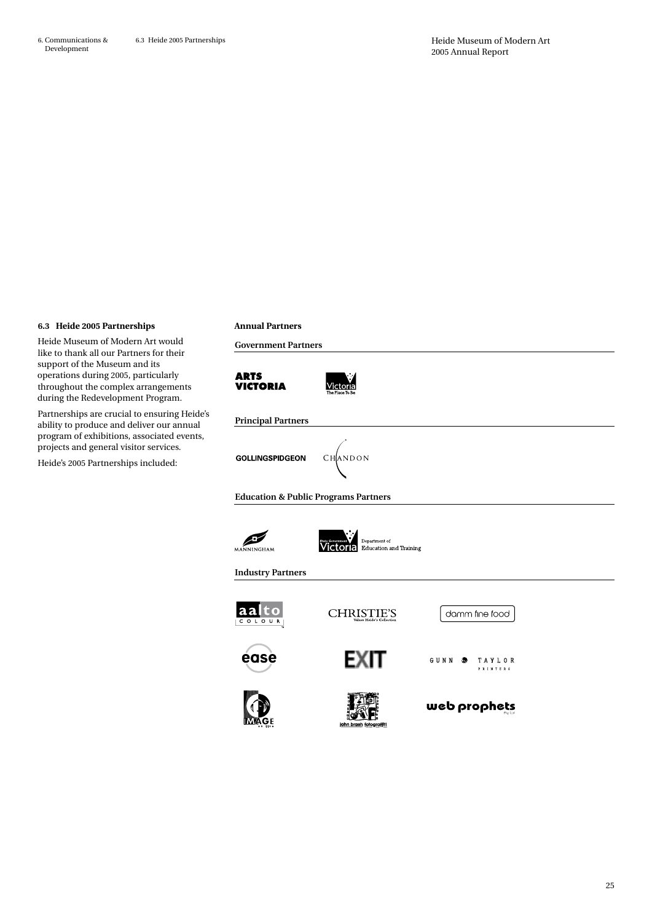## 6.3 Heide 2005 Partnerships

Heide Museum of Modern Art would like to thank all our Partners for their support of the Museum and its operations during 2005, particularly throughout the complex arrangements during the Redevelopment Program.

Partnerships are crucial to ensuring Heide's ability to produce and deliver our annual program of exhibitions, associated events, projects and general visitor services.

Heide's 2005 Partnerships included:

### Annual Partners

#### Government Partners

ARTS VICTORIA

Victoria The Place To Be

#### Principal Partners

GOLLINGSPIDGEON

CHANDON

#### Education & Public Programs Partners

MANNINGHAM

State Government Victoria Department of Education and Training

#### Industry Partners

aalto COLOUR

CHRISTIE'S Values Heide's Collection

damm fine food

ease

EXIT

GUNN TAYLOR PRINTERS

IMAGE

john brash fotografffi!

web prophets Pty Ltd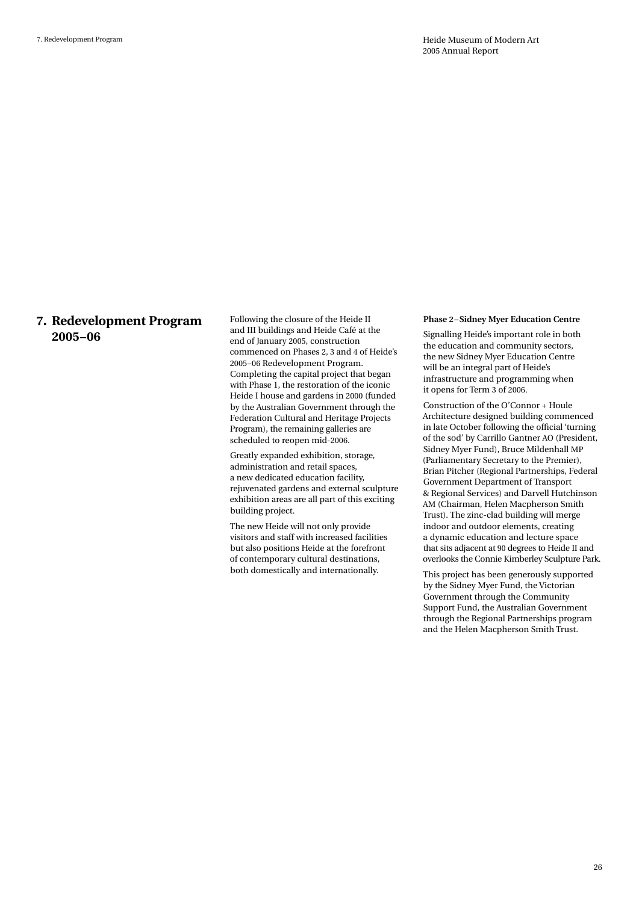# 7. Redevelopment Program 2005–06

Following the closure of the Heide II and III buildings and Heide Café at the end of January 2005, construction commenced on Phases 2, 3 and 4 of Heide's 2005–06 Redevelopment Program. Completing the capital project that began with Phase 1, the restoration of the iconic Heide I house and gardens in 2000 (funded by the Australian Government through the Federation Cultural and Heritage Projects Program), the remaining galleries are scheduled to reopen mid-2006.

Greatly expanded exhibition, storage, administration and retail spaces, a new dedicated education facility, rejuvenated gardens and external sculpture exhibition areas are all part of this exciting building project.

The new Heide will not only provide visitors and staff with increased facilities but also positions Heide at the forefront of contemporary cultural destinations, both domestically and internationally.

**Phase 2 – Sidney Myer Education Centre**

Signalling Heide's important role in both the education and community sectors, the new Sidney Myer Education Centre will be an integral part of Heide's infrastructure and programming when it opens for Term 3 of 2006.

Construction of the O'Connor + Houle Architecture designed building commenced in late October following the official 'turning of the sod' by Carrillo Gantner AO (President, Sidney Myer Fund), Bruce Mildenhall MP (Parliamentary Secretary to the Premier), Brian Pitcher (Regional Partnerships, Federal Government Department of Transport & Regional Services) and Darvell Hutchinson AM (Chairman, Helen Macpherson Smith Trust). The zinc-clad building will merge indoor and outdoor elements, creating a dynamic education and lecture space that sits adjacent at 90 degrees to Heide II and overlooks the Connie Kimberley Sculpture Park.

This project has been generously supported by the Sidney Myer Fund, the Victorian Government through the Community Support Fund, the Australian Government through the Regional Partnerships program and the Helen Macpherson Smith Trust.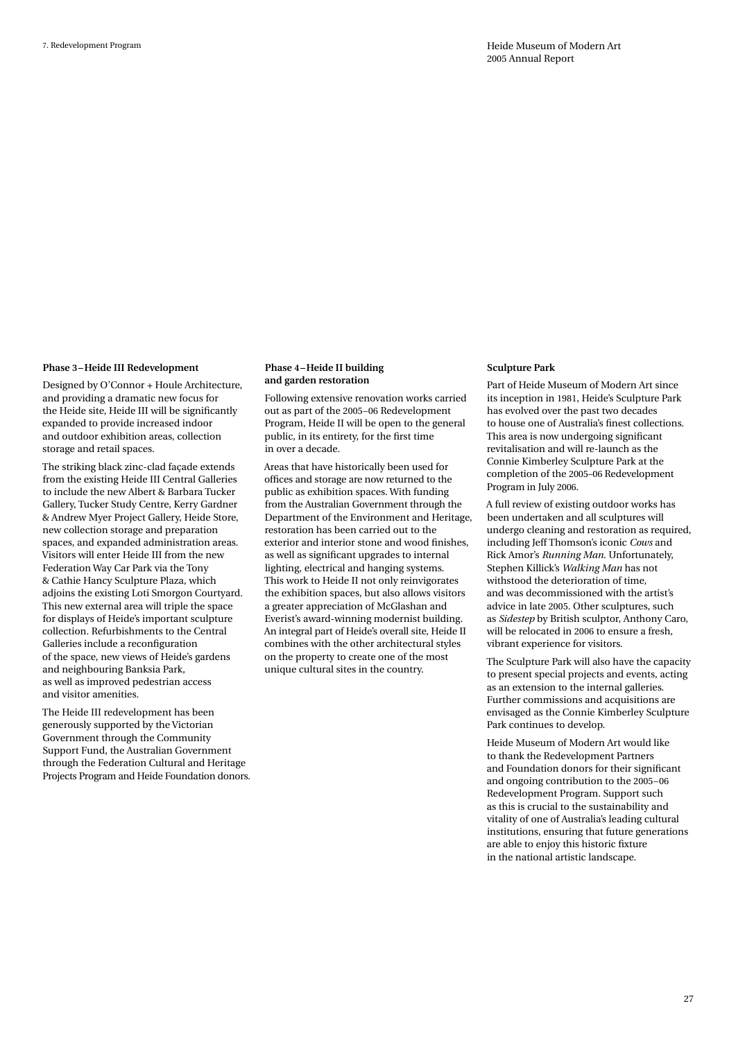### Phase 3 – Heide III Redevelopment

Designed by O'Connor + Houle Architecture, and providing a dramatic new focus for the Heide site, Heide III will be significantly expanded to provide increased indoor and outdoor exhibition areas, collection storage and retail spaces.

The striking black zinc-clad façade extends from the existing Heide III Central Galleries to include the new Albert & Barbara Tucker Gallery, Tucker Study Centre, Kerry Gardner & Andrew Myer Project Gallery, Heide Store, new collection storage and preparation spaces, and expanded administration areas. Visitors will enter Heide III from the new Federation Way Car Park via the Tony & Cathie Hancy Sculpture Plaza, which adjoins the existing Loti Smorgon Courtyard. This new external area will triple the space for displays of Heide's important sculpture collection. Refurbishments to the Central Galleries include a reconfiguration of the space, new views of Heide's gardens and neighbouring Banksia Park, as well as improved pedestrian access and visitor amenities.

The Heide III redevelopment has been generously supported by the Victorian Government through the Community Support Fund, the Australian Government through the Federation Cultural and Heritage Projects Program and Heide Foundation donors.

### Phase 4 – Heide II building and garden restoration

Following extensive renovation works carried out as part of the 2005–06 Redevelopment Program, Heide II will be open to the general public, in its entirety, for the first time in over a decade.

Areas that have historically been used for offices and storage are now returned to the public as exhibition spaces. With funding from the Australian Government through the Department of the Environment and Heritage, restoration has been carried out to the exterior and interior stone and wood finishes, as well as significant upgrades to internal lighting, electrical and hanging systems. This work to Heide II not only reinvigorates the exhibition spaces, but also allows visitors a greater appreciation of McGlashan and Everist's award-winning modernist building. An integral part of Heide's overall site, Heide II combines with the other architectural styles on the property to create one of the most unique cultural sites in the country.

### Sculpture Park

Part of Heide Museum of Modern Art since its inception in 1981, Heide's Sculpture Park has evolved over the past two decades to house one of Australia's finest collections. This area is now undergoing significant revitalisation and will re-launch as the Connie Kimberley Sculpture Park at the completion of the 2005–06 Redevelopment Program in July 2006.

A full review of existing outdoor works has been undertaken and all sculptures will undergo cleaning and restoration as required, including Jeff Thomson's iconic *Cows* and Rick Amor's *Running Man*. Unfortunately, Stephen Killick's *Walking Man* has not withstood the deterioration of time, and was decommissioned with the artist's advice in late 2005. Other sculptures, such as *Sidestep* by British sculptor, Anthony Caro, will be relocated in 2006 to ensure a fresh, vibrant experience for visitors.

The Sculpture Park will also have the capacity to present special projects and events, acting as an extension to the internal galleries. Further commissions and acquisitions are envisaged as the Connie Kimberley Sculpture Park continues to develop.

Heide Museum of Modern Art would like to thank the Redevelopment Partners and Foundation donors for their significant and ongoing contribution to the 2005–06 Redevelopment Program. Support such as this is crucial to the sustainability and vitality of one of Australia's leading cultural institutions, ensuring that future generations are able to enjoy this historic fixture in the national artistic landscape.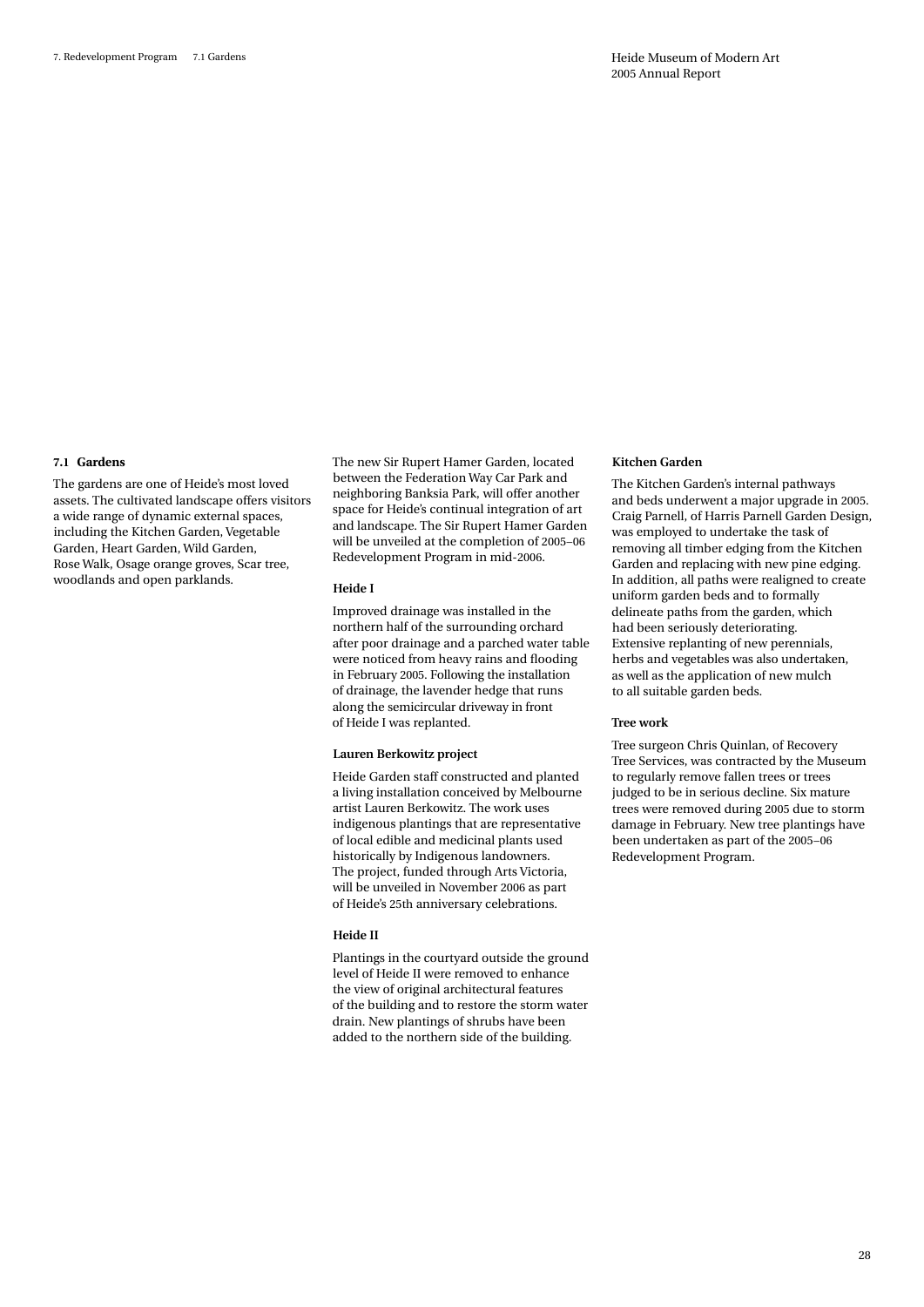## 7.1 Gardens

The gardens are one of Heide's most loved assets. The cultivated landscape offers visitors a wide range of dynamic external spaces, including the Kitchen Garden, Vegetable Garden, Heart Garden, Wild Garden, Rose Walk, Osage orange groves, Scar tree, woodlands and open parklands.

The new Sir Rupert Hamer Garden, located between the Federation Way Car Park and neighboring Banksia Park, will offer another space for Heide's continual integration of art and landscape. The Sir Rupert Hamer Garden will be unveiled at the completion of 2005–06 Redevelopment Program in mid-2006.

### Heide I

Improved drainage was installed in the northern half of the surrounding orchard after poor drainage and a parched water table were noticed from heavy rains and flooding in February 2005. Following the installation of drainage, the lavender hedge that runs along the semicircular driveway in front of Heide I was replanted.

### Lauren Berkowitz project

Heide Garden staff constructed and planted a living installation conceived by Melbourne artist Lauren Berkowitz. The work uses indigenous plantings that are representative of local edible and medicinal plants used historically by Indigenous landowners. The project, funded through Arts Victoria, will be unveiled in November 2006 as part of Heide's 25th anniversary celebrations.

### Heide II

Plantings in the courtyard outside the ground level of Heide II were removed to enhance the view of original architectural features of the building and to restore the storm water drain. New plantings of shrubs have been added to the northern side of the building.

### Kitchen Garden

The Kitchen Garden's internal pathways and beds underwent a major upgrade in 2005. Craig Parnell, of Harris Parnell Garden Design, was employed to undertake the task of removing all timber edging from the Kitchen Garden and replacing with new pine edging. In addition, all paths were realigned to create uniform garden beds and to formally delineate paths from the garden, which had been seriously deteriorating. Extensive replanting of new perennials, herbs and vegetables was also undertaken, as well as the application of new mulch to all suitable garden beds.

### Tree work

Tree surgeon Chris Quinlan, of Recovery Tree Services, was contracted by the Museum to regularly remove fallen trees or trees judged to be in serious decline. Six mature trees were removed during 2005 due to storm damage in February. New tree plantings have been undertaken as part of the 2005–06 Redevelopment Program.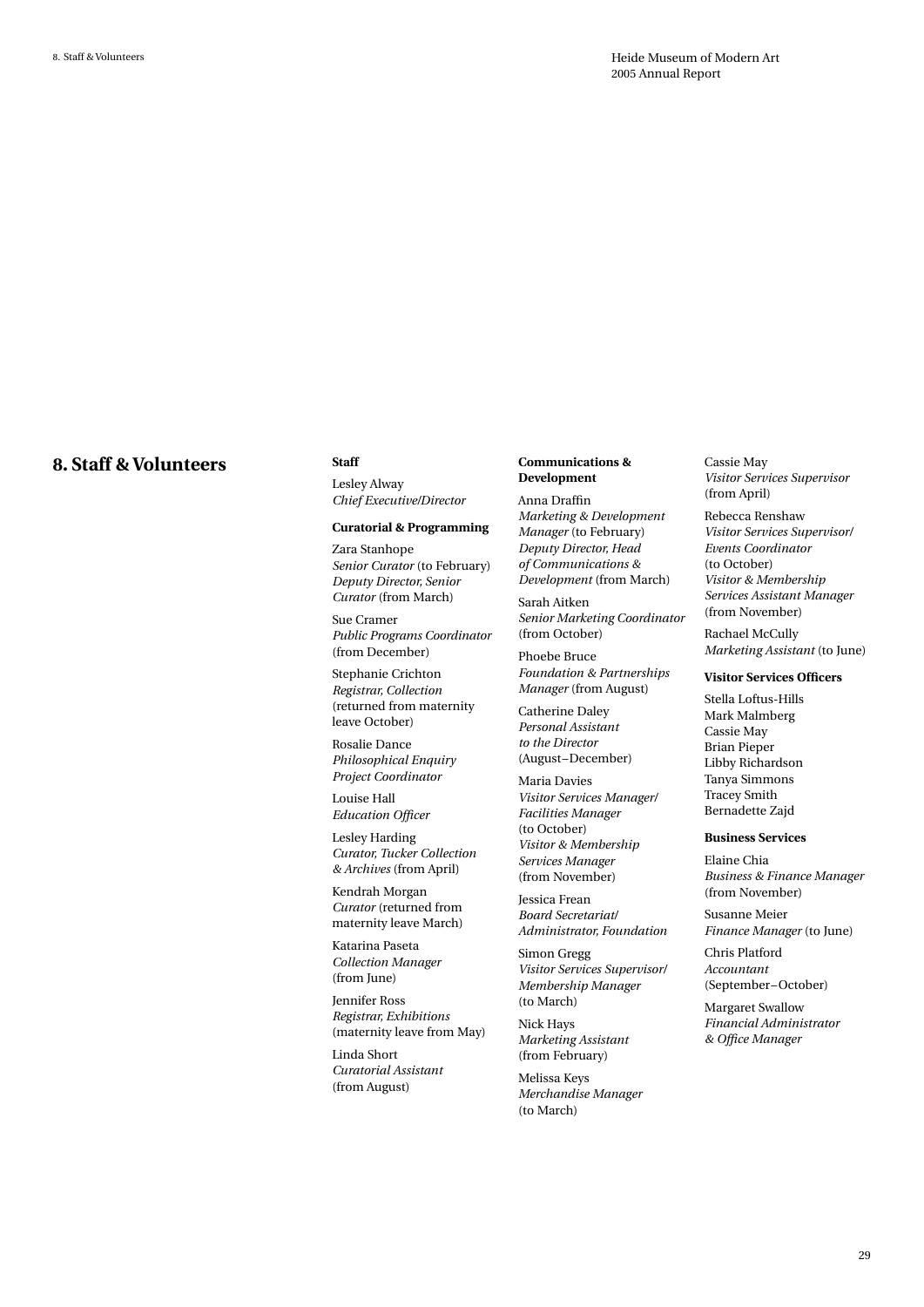# 8. Staff & Volunteers

### Staff

Lesley Alway
*Chief Executive/Director*

#### Curatorial & Programming

Zara Stanhope
*Senior Curator* (to February)
*Deputy Director, Senior Curator* (from March)

Sue Cramer
*Public Programs Coordinator* (from December)

Stephanie Crichton
*Registrar, Collection* (returned from maternity leave October)

Rosalie Dance
*Philosophical Enquiry Project Coordinator*

Louise Hall
*Education Officer*

Lesley Harding
*Curator, Tucker Collection & Archives* (from April)

Kendrah Morgan
*Curator* (returned from maternity leave March)

Katarina Paseta
*Collection Manager* (from June)

Jennifer Ross
*Registrar, Exhibitions* (maternity leave from May)

Linda Short
*Curatorial Assistant* (from August)

#### Communications & Development

Anna Draffin
*Marketing & Development Manager* (to February)
*Deputy Director, Head of Communications & Development* (from March)

Sarah Aitken
*Senior Marketing Coordinator* (from October)

Phoebe Bruce
*Foundation & Partnerships Manager* (from August)

Catherine Daley
*Personal Assistant to the Director* (August–December)

Maria Davies
*Visitor Services Manager/Facilities Manager* (to October)
*Visitor & Membership Services Manager* (from November)

Jessica Frean
*Board Secretariat/Administrator, Foundation*

Simon Gregg
*Visitor Services Supervisor/Membership Manager* (to March)

Nick Hays
*Marketing Assistant* (from February)

Melissa Keys
*Merchandise Manager* (to March)

Cassie May
*Visitor Services Supervisor* (from April)

Rebecca Renshaw
*Visitor Services Supervisor/Events Coordinator* (to October)
*Visitor & Membership Services Assistant Manager* (from November)

Rachael McCully
*Marketing Assistant* (to June)

#### Visitor Services Officers

Stella Loftus-Hills
Mark Malmberg
Cassie May
Brian Pieper
Libby Richardson
Tanya Simmons
Tracey Smith
Bernadette Zajd

#### Business Services

Elaine Chia
*Business & Finance Manager* (from November)

Susanne Meier
*Finance Manager* (to June)

Chris Platford
*Accountant* (September–October)

Margaret Swallow
*Financial Administrator & Office Manager*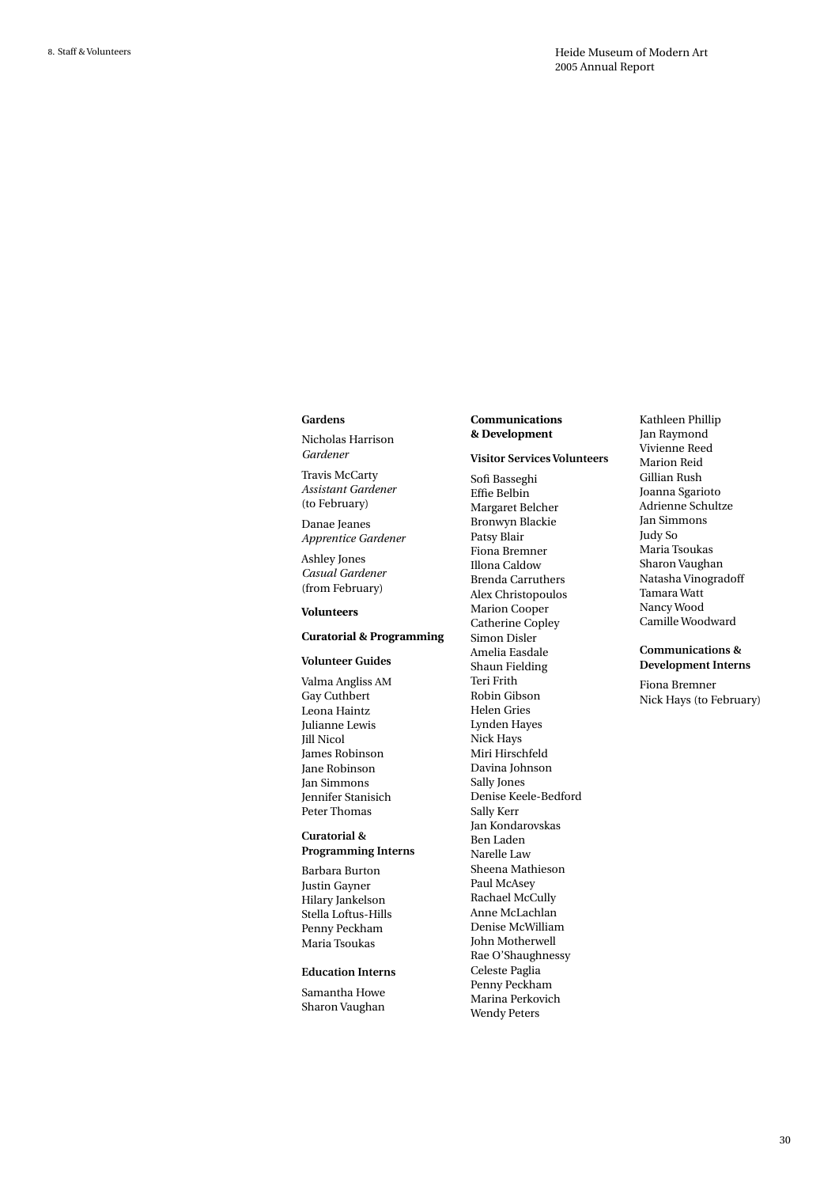### Gardens

Nicholas Harrison
*Gardener*

Travis McCarty
*Assistant Gardener*
(to February)

Danae Jeanes
*Apprentice Gardener*

Ashley Jones
*Casual Gardener*
(from February)

## Volunteers

### Curatorial & Programming

#### Volunteer Guides

Valma Angliss AM
Gay Cuthbert
Leona Haintz
Julianne Lewis
Jill Nicol
James Robinson
Jane Robinson
Jan Simmons
Jennifer Stanisich
Peter Thomas

#### Curatorial & Programming Interns

Barbara Burton
Justin Gayner
Hilary Jankelson
Stella Loftus-Hills
Penny Peckham
Maria Tsoukas

#### Education Interns

Samantha Howe
Sharon Vaughan

### Communications & Development

#### Visitor Services Volunteers

Sofi Basseghi
Effie Belbin
Margaret Belcher
Bronwyn Blackie
Patsy Blair
Fiona Bremner
Illona Caldow
Brenda Carruthers
Alex Christopoulos
Marion Cooper
Catherine Copley
Simon Disler
Amelia Easdale
Shaun Fielding
Teri Frith
Robin Gibson
Helen Gries
Lynden Hayes
Nick Hays
Miri Hirschfeld
Davina Johnson
Sally Jones
Denise Keele-Bedford
Sally Kerr
Jan Kondarovskas
Ben Laden
Narelle Law
Sheena Mathieson
Paul McAsey
Rachael McCully
Anne McLachlan
Denise McWilliam
John Motherwell
Rae O'Shaughnessy
Celeste Paglia
Penny Peckham
Marina Perkovich
Wendy Peters
Kathleen Phillip
Jan Raymond
Vivienne Reed
Marion Reid
Gillian Rush
Joanna Sgarioto
Adrienne Schultze
Jan Simmons
Judy So
Maria Tsoukas
Sharon Vaughan
Natasha Vinogradoff
Tamara Watt
Nancy Wood
Camille Woodward

#### Communications & Development Interns

Fiona Bremner
Nick Hays (to February)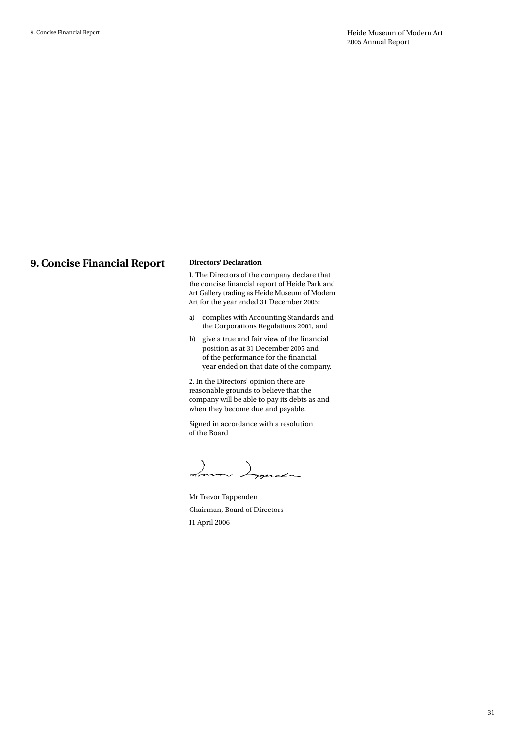# 9. Concise Financial Report

**Directors' Declaration**

1. The Directors of the company declare that the concise financial report of Heide Park and Art Gallery trading as Heide Museum of Modern Art for the year ended 31 December 2005:

a) complies with Accounting Standards and the Corporations Regulations 2001, and

b) give a true and fair view of the financial position as at 31 December 2005 and of the performance for the financial year ended on that date of the company.

2. In the Directors' opinion there are reasonable grounds to believe that the company will be able to pay its debts as and when they become due and payable.

Signed in accordance with a resolution of the Board

Mr Trevor Tappenden

Chairman, Board of Directors

11 April 2006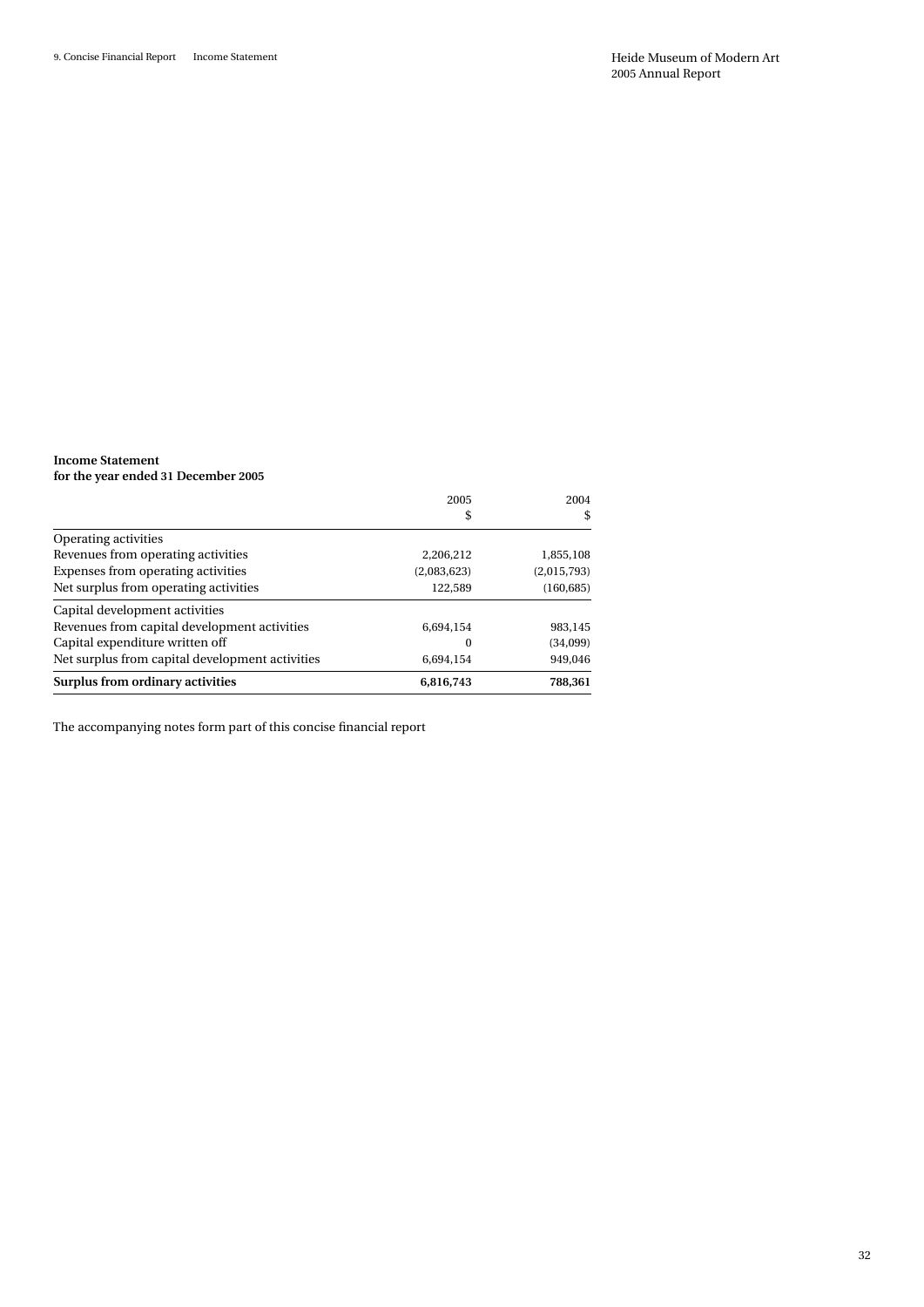**Income Statement**
**for the year ended 31 December 2005**

| | 2005<br>$ | 2004<br>$ |
|---|---|---|
| Operating activities | | |
| Revenues from operating activities | 2,206,212 | 1,855,108 |
| Expenses from operating activities | (2,083,623) | (2,015,793) |
| Net surplus from operating activities | 122,589 | (160,685) |
| Capital development activities | | |
| Revenues from capital development activities | 6,694,154 | 983,145 |
| Capital expenditure written off | 0 | (34,099) |
| Net surplus from capital development activities | 6,694,154 | 949,046 |
| **Surplus from ordinary activities** | **6,816,743** | **788,361** |

The accompanying notes form part of this concise financial report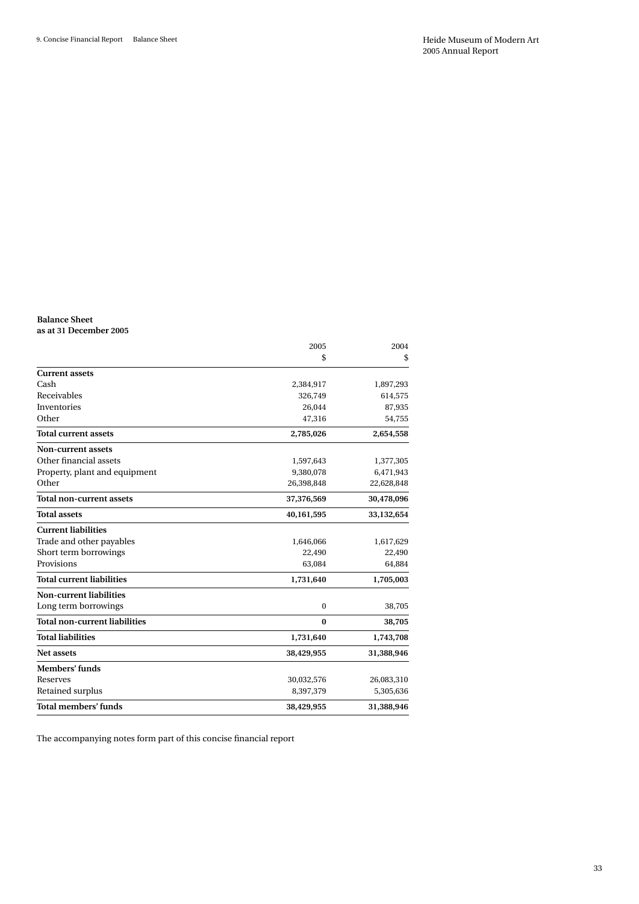**Balance Sheet**
**as at 31 December 2005**

| | 2005 | 2004 |
|---|---|---|
| | $ | $ |
| **Current assets** | | |
| Cash | 2,384,917 | 1,897,293 |
| Receivables | 326,749 | 614,575 |
| Inventories | 26,044 | 87,935 |
| Other | 47,316 | 54,755 |
| **Total current assets** | **2,785,026** | **2,654,558** |
| **Non-current assets** | | |
| Other financial assets | 1,597,643 | 1,377,305 |
| Property, plant and equipment | 9,380,078 | 6,471,943 |
| Other | 26,398,848 | 22,628,848 |
| **Total non-current assets** | **37,376,569** | **30,478,096** |
| **Total assets** | **40,161,595** | **33,132,654** |
| **Current liabilities** | | |
| Trade and other payables | 1,646,066 | 1,617,629 |
| Short term borrowings | 22,490 | 22,490 |
| Provisions | 63,084 | 64,884 |
| **Total current liabilities** | **1,731,640** | **1,705,003** |
| **Non-current liabilities** | | |
| Long term borrowings | 0 | 38,705 |
| **Total non-current liabilities** | **0** | **38,705** |
| **Total liabilities** | **1,731,640** | **1,743,708** |
| **Net assets** | **38,429,955** | **31,388,946** |
| **Members' funds** | | |
| Reserves | 30,032,576 | 26,083,310 |
| Retained surplus | 8,397,379 | 5,305,636 |
| **Total members' funds** | **38,429,955** | **31,388,946** |

The accompanying notes form part of this concise financial report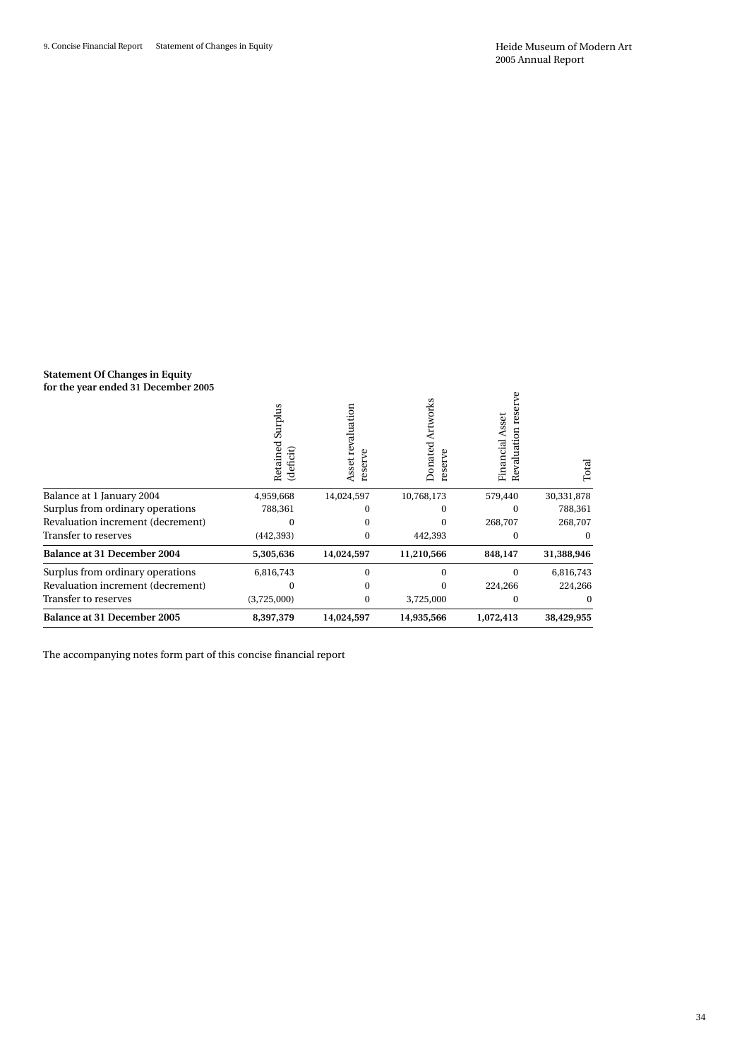**Statement Of Changes in Equity**
**for the year ended 31 December 2005**

| | Retained Surplus (deficit) | Asset revaluation reserve | Donated Artworks reserve | Financial Asset Revaluation reserve | Total |
|---|---|---|---|---|---|
| Balance at 1 January 2004 | 4,959,668 | 14,024,597 | 10,768,173 | 579,440 | 30,331,878 |
| Surplus from ordinary operations | 788,361 | 0 | 0 | 0 | 788,361 |
| Revaluation increment (decrement) | 0 | 0 | 0 | 268,707 | 268,707 |
| Transfer to reserves | (442,393) | 0 | 442,393 | 0 | 0 |
| **Balance at 31 December 2004** | **5,305,636** | **14,024,597** | **11,210,566** | **848,147** | **31,388,946** |
| Surplus from ordinary operations | 6,816,743 | 0 | 0 | 0 | 6,816,743 |
| Revaluation increment (decrement) | 0 | 0 | 0 | 224,266 | 224,266 |
| Transfer to reserves | (3,725,000) | 0 | 3,725,000 | 0 | 0 |
| **Balance at 31 December 2005** | **8,397,379** | **14,024,597** | **14,935,566** | **1,072,413** | **38,429,955** |

The accompanying notes form part of this concise financial report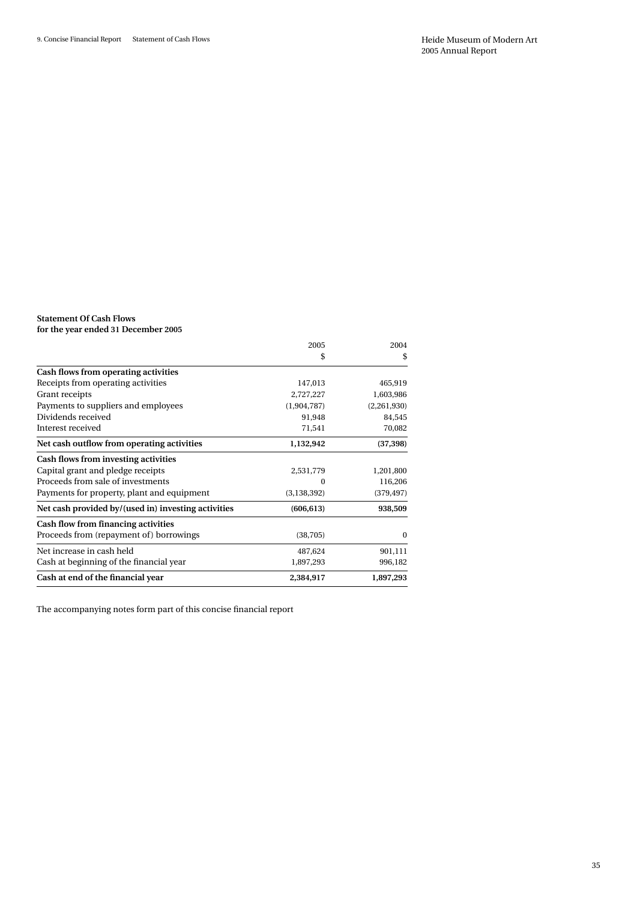**Statement Of Cash Flows**
**for the year ended 31 December 2005**

| | 2005 | 2004 |
|---|---|---|
| | $ | $ |
| **Cash flows from operating activities** | | |
| Receipts from operating activities | 147,013 | 465,919 |
| Grant receipts | 2,727,227 | 1,603,986 |
| Payments to suppliers and employees | (1,904,787) | (2,261,930) |
| Dividends received | 91,948 | 84,545 |
| Interest received | 71,541 | 70,082 |
| **Net cash outflow from operating activities** | **1,132,942** | **(37,398)** |
| **Cash flows from investing activities** | | |
| Capital grant and pledge receipts | 2,531,779 | 1,201,800 |
| Proceeds from sale of investments | 0 | 116,206 |
| Payments for property, plant and equipment | (3,138,392) | (379,497) |
| **Net cash provided by/(used in) investing activities** | **(606,613)** | **938,509** |
| **Cash flow from financing activities** | | |
| Proceeds from (repayment of) borrowings | (38,705) | 0 |
| Net increase in cash held | 487,624 | 901,111 |
| Cash at beginning of the financial year | 1,897,293 | 996,182 |
| **Cash at end of the financial year** | **2,384,917** | **1,897,293** |

The accompanying notes form part of this concise financial report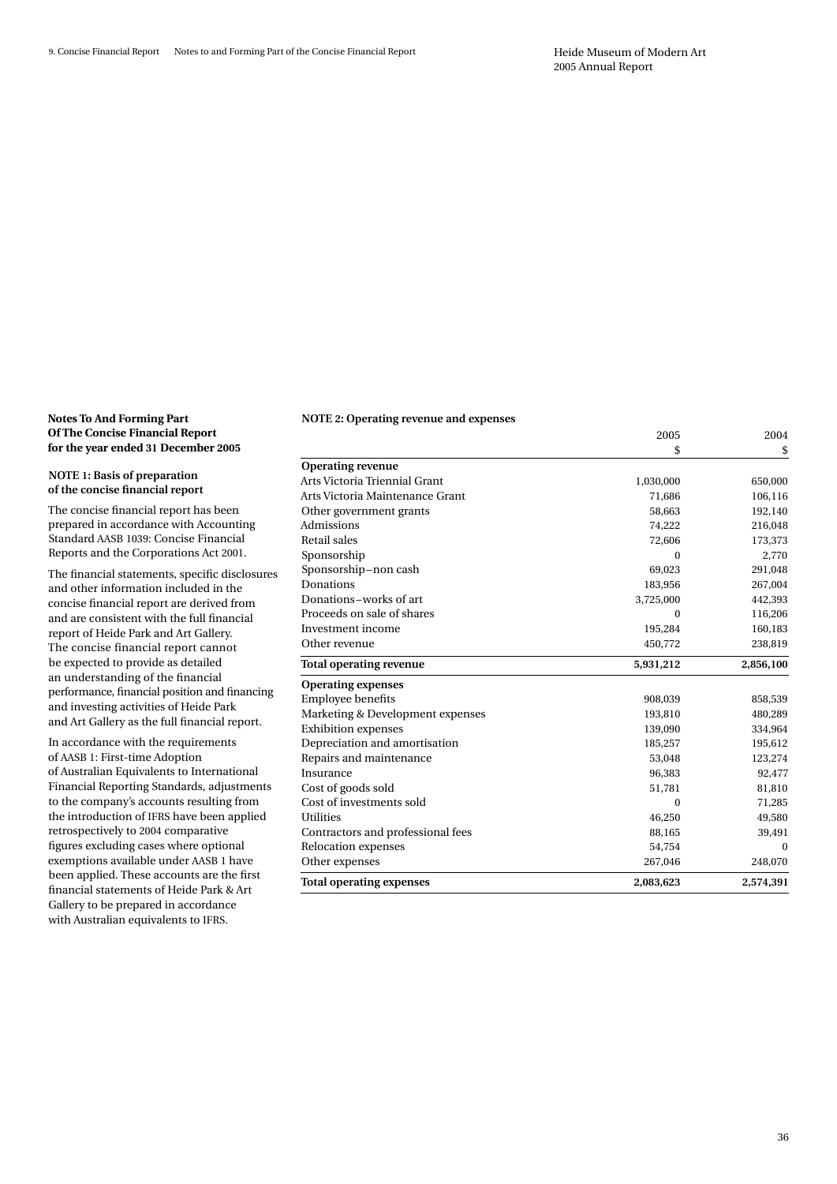**Notes To And Forming Part Of The Concise Financial Report for the year ended 31 December 2005**

**NOTE 1: Basis of preparation of the concise financial report**

The concise financial report has been prepared in accordance with Accounting Standard AASB 1039: Concise Financial Reports and the Corporations Act 2001.

The financial statements, specific disclosures and other information included in the concise financial report are derived from and are consistent with the full financial report of Heide Park and Art Gallery. The concise financial report cannot be expected to provide as detailed an understanding of the financial performance, financial position and financing and investing activities of Heide Park and Art Gallery as the full financial report.

In accordance with the requirements of AASB 1: First-time Adoption of Australian Equivalents to International Financial Reporting Standards, adjustments to the company's accounts resulting from the introduction of IFRS have been applied retrospectively to 2004 comparative figures excluding cases where optional exemptions available under AASB 1 have been applied. These accounts are the first financial statements of Heide Park & Art Gallery to be prepared in accordance with Australian equivalents to IFRS.

**NOTE 2: Operating revenue and expenses**

| | 2005 $ | 2004 $ |
|---|---|---|
| **Operating revenue** | | |
| Arts Victoria Triennial Grant | 1,030,000 | 650,000 |
| Arts Victoria Maintenance Grant | 71,686 | 106,116 |
| Other government grants | 58,663 | 192,140 |
| Admissions | 74,222 | 216,048 |
| Retail sales | 72,606 | 173,373 |
| Sponsorship | 0 | 2,770 |
| Sponsorship–non cash | 69,023 | 291,048 |
| Donations | 183,956 | 267,004 |
| Donations–works of art | 3,725,000 | 442,393 |
| Proceeds on sale of shares | 0 | 116,206 |
| Investment income | 195,284 | 160,183 |
| Other revenue | 450,772 | 238,819 |
| **Total operating revenue** | **5,931,212** | **2,856,100** |
| **Operating expenses** | | |
| Employee benefits | 908,039 | 858,539 |
| Marketing & Development expenses | 193,810 | 480,289 |
| Exhibition expenses | 139,090 | 334,964 |
| Depreciation and amortisation | 185,257 | 195,612 |
| Repairs and maintenance | 53,048 | 123,274 |
| Insurance | 96,383 | 92,477 |
| Cost of goods sold | 51,781 | 81,810 |
| Cost of investments sold | 0 | 71,285 |
| Utilities | 46,250 | 49,580 |
| Contractors and professional fees | 88,165 | 39,491 |
| Relocation expenses | 54,754 | 0 |
| Other expenses | 267,046 | 248,070 |
| **Total operating expenses** | **2,083,623** | **2,574,391** |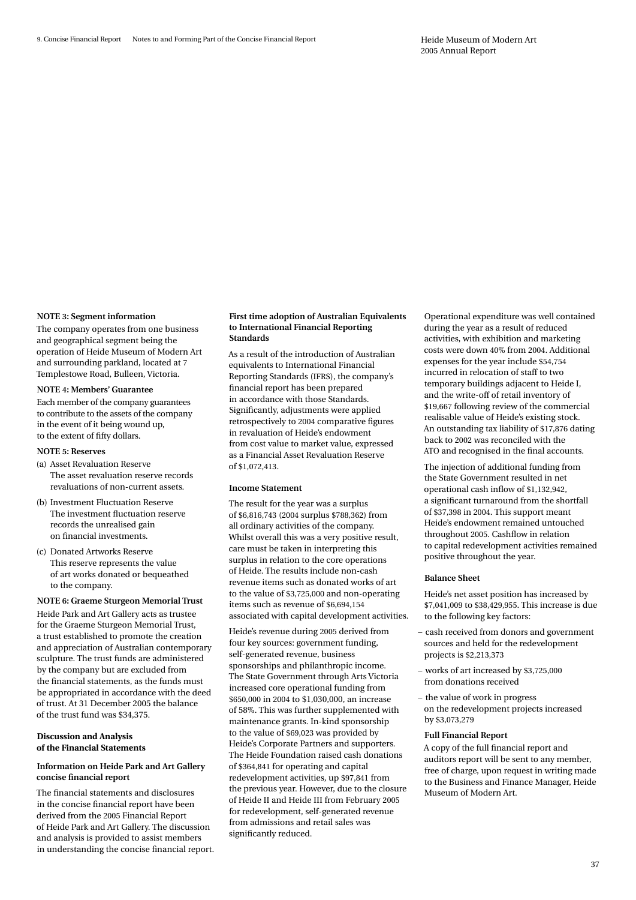**NOTE 3: Segment information**

The company operates from one business and geographical segment being the operation of Heide Museum of Modern Art and surrounding parkland, located at 7 Templestowe Road, Bulleen, Victoria.

**NOTE 4: Members' Guarantee**

Each member of the company guarantees to contribute to the assets of the company in the event of it being wound up, to the extent of fifty dollars.

**NOTE 5: Reserves**

(a) Asset Revaluation Reserve
The asset revaluation reserve records revaluations of non-current assets.

(b) Investment Fluctuation Reserve
The investment fluctuation reserve records the unrealised gain on financial investments.

(c) Donated Artworks Reserve
This reserve represents the value of art works donated or bequeathed to the company.

**NOTE 6: Graeme Sturgeon Memorial Trust**

Heide Park and Art Gallery acts as trustee for the Graeme Sturgeon Memorial Trust, a trust established to promote the creation and appreciation of Australian contemporary sculpture. The trust funds are administered by the company but are excluded from the financial statements, as the funds must be appropriated in accordance with the deed of trust. At 31 December 2005 the balance of the trust fund was $34,375.

## Discussion and Analysis of the Financial Statements

### Information on Heide Park and Art Gallery concise financial report

The financial statements and disclosures in the concise financial report have been derived from the 2005 Financial Report of Heide Park and Art Gallery. The discussion and analysis is provided to assist members in understanding the concise financial report.

### First time adoption of Australian Equivalents to International Financial Reporting Standards

As a result of the introduction of Australian equivalents to International Financial Reporting Standards (IFRS), the company's financial report has been prepared in accordance with those Standards. Significantly, adjustments were applied retrospectively to 2004 comparative figures in revaluation of Heide's endowment from cost value to market value, expressed as a Financial Asset Revaluation Reserve of $1,072,413.

### Income Statement

The result for the year was a surplus of $6,816,743 (2004 surplus $788,362) from all ordinary activities of the company. Whilst overall this was a very positive result, care must be taken in interpreting this surplus in relation to the core operations of Heide. The results include non-cash revenue items such as donated works of art to the value of $3,725,000 and non-operating items such as revenue of $6,694,154 associated with capital development activities.

Heide's revenue during 2005 derived from four key sources: government funding, self-generated revenue, business sponsorships and philanthropic income. The State Government through Arts Victoria increased core operational funding from $650,000 in 2004 to $1,030,000, an increase of 58%. This was further supplemented with maintenance grants. In-kind sponsorship to the value of $69,023 was provided by Heide's Corporate Partners and supporters. The Heide Foundation raised cash donations of $364,841 for operating and capital redevelopment activities, up $97,841 from the previous year. However, due to the closure of Heide II and Heide III from February 2005 for redevelopment, self-generated revenue from admissions and retail sales was significantly reduced.

Operational expenditure was well contained during the year as a result of reduced activities, with exhibition and marketing costs were down 40% from 2004. Additional expenses for the year include $54,754 incurred in relocation of staff to two temporary buildings adjacent to Heide I, and the write-off of retail inventory of $19,667 following review of the commercial realisable value of Heide's existing stock. An outstanding tax liability of $17,876 dating back to 2002 was reconciled with the ATO and recognised in the final accounts.

The injection of additional funding from the State Government resulted in net operational cash inflow of $1,132,942, a significant turnaround from the shortfall of $37,398 in 2004. This support meant Heide's endowment remained untouched throughout 2005. Cashflow in relation to capital redevelopment activities remained positive throughout the year.

### Balance Sheet

Heide's net asset position has increased by $7,041,009 to $38,429,955. This increase is due to the following key factors:

- cash received from donors and government sources and held for the redevelopment projects is $2,213,373
- works of art increased by $3,725,000 from donations received
- the value of work in progress on the redevelopment projects increased by $3,073,279

### Full Financial Report

A copy of the full financial report and auditors report will be sent to any member, free of charge, upon request in writing made to the Business and Finance Manager, Heide Museum of Modern Art.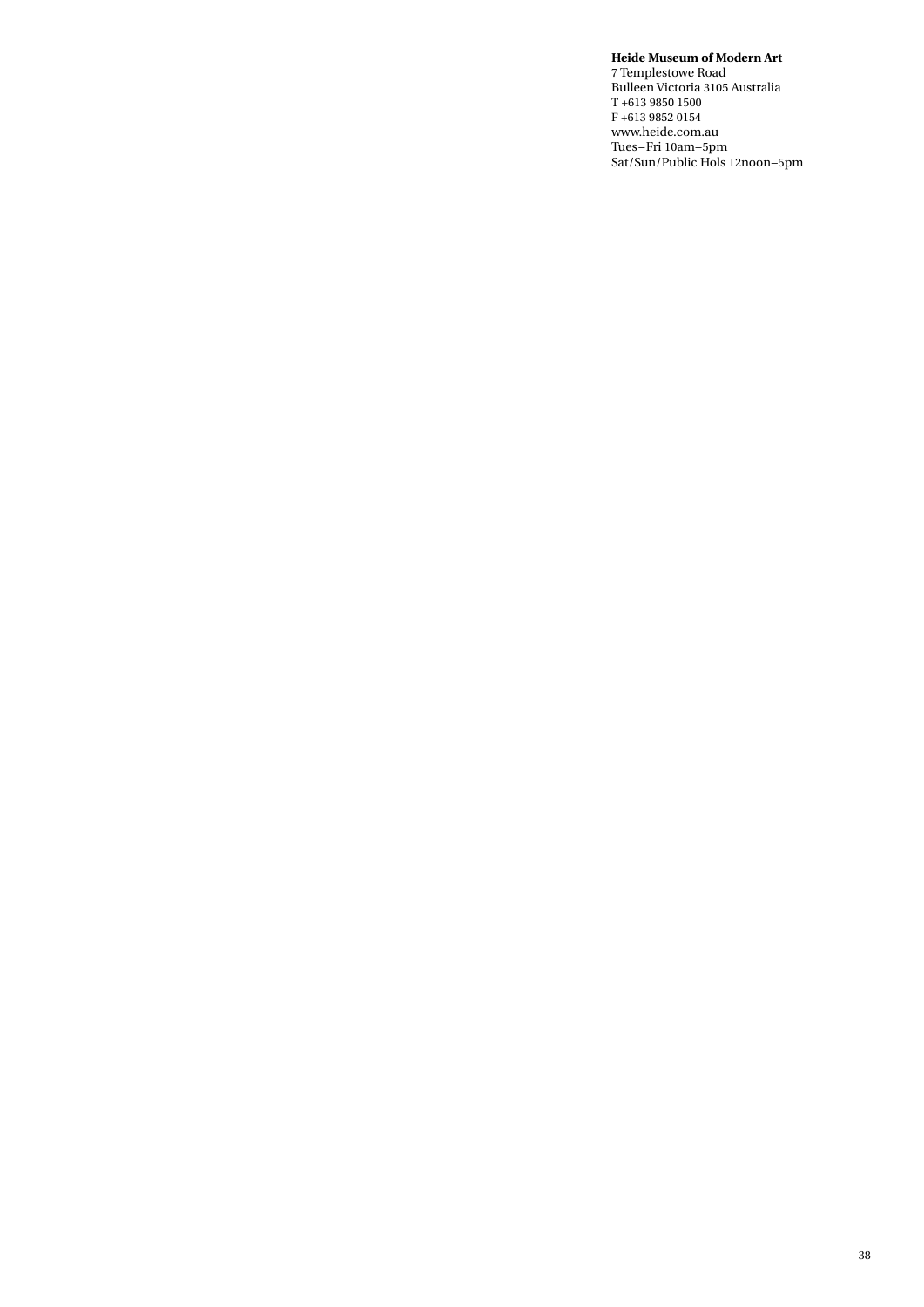**Heide Museum of Modern Art**
7 Templestowe Road
Bulleen Victoria 3105 Australia
T +613 9850 1500
F +613 9852 0154
www.heide.com.au
Tues–Fri 10am–5pm
Sat/Sun/Public Hols 12noon–5pm